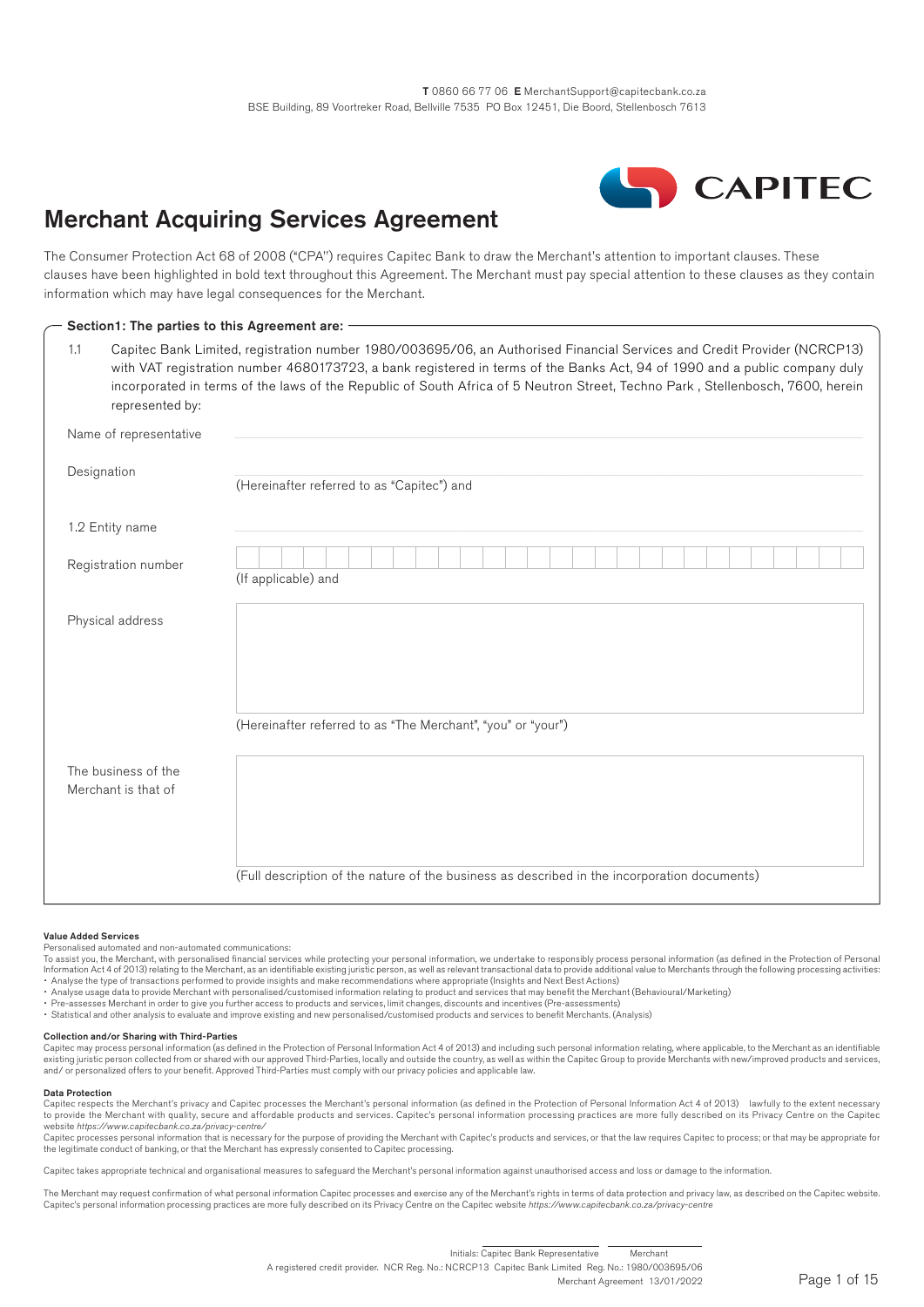**T** 0860 66 77 06 **E** MerchantSupport@capitecbank.co.za
BSE Building, 89 Voortreker Road, Bellville 7535 PO Box 12451, Die Boord, Stellenbosch 7613

CAPITEC

# Merchant Acquiring Services Agreement

The Consumer Protection Act 68 of 2008 ("CPA") requires Capitec Bank to draw the Merchant's attention to important clauses. These clauses have been highlighted in bold text throughout this Agreement. The Merchant must pay special attention to these clauses as they contain information which may have legal consequences for the Merchant.

## Section1: The parties to this Agreement are:

1.1 Capitec Bank Limited, registration number 1980/003695/06, an Authorised Financial Services and Credit Provider (NCRCP13) with VAT registration number 4680173723, a bank registered in terms of the Banks Act, 94 of 1990 and a public company duly incorporated in terms of the laws of the Republic of South Africa of 5 Neutron Street, Techno Park , Stellenbosch, 7600, herein represented by:

Name of representative ______________________

Designation ______________________
(Hereinafter referred to as "Capitec") and

1.2 Entity name ______________________

Registration number ______________________
(If applicable) and

Physical address ______________________
(Hereinafter referred to as "The Merchant", "you" or "your")

The business of the Merchant is that of ______________________
(Full description of the nature of the business as described in the incorporation documents)

**Value Added Services**

Personalised automated and non-automated communications:

To assist you, the Merchant, with personalised financial services while protecting your personal information, we undertake to responsibly process personal information (as defined in the Protection of Personal Information Act 4 of 2013) relating to the Merchant, as an identifiable existing juristic person, as well as relevant transactional data to provide additional value to Merchants through the following processing activities:

- Analyse the type of transactions performed to provide insights and make recommendations where appropriate (Insights and Next Best Actions)
- Analyse usage data to provide Merchant with personalised/customised information relating to product and services that may benefit the Merchant (Behavioural/Marketing)
- Pre-assesses Merchant in order to give you further access to products and services, limit changes, discounts and incentives (Pre-assessments)
- Statistical and other analysis to evaluate and improve existing and new personalised/customised products and services to benefit Merchants. (Analysis)

**Collection and/or Sharing with Third-Parties**

Capitec may process personal information (as defined in the Protection of Personal Information Act 4 of 2013) and including such personal information relating, where applicable, to the Merchant as an identifiable existing juristic person collected from or shared with our approved Third-Parties, locally and outside the country, as well as within the Capitec Group to provide Merchants with new/improved products and services, and/ or personalized offers to your benefit. Approved Third-Parties must comply with our privacy policies and applicable law.

**Data Protection**

Capitec respects the Merchant's privacy and Capitec processes the Merchant's personal information (as defined in the Protection of Personal Information Act 4 of 2013) lawfully to the extent necessary to provide the Merchant with quality, secure and affordable products and services. Capitec's personal information processing practices are more fully described on its Privacy Centre on the Capitec website *https://www.capitecbank.co.za/privacy-centre/*

Capitec processes personal information that is necessary for the purpose of providing the Merchant with Capitec's products and services, or that the law requires Capitec to process; or that may be appropriate for the legitimate conduct of banking, or that the Merchant has expressly consented to Capitec processing.

Capitec takes appropriate technical and organisational measures to safeguard the Merchant's personal information against unauthorised access and loss or damage to the information.

The Merchant may request confirmation of what personal information Capitec processes and exercise any of the Merchant's rights in terms of data protection and privacy law, as described on the Capitec website. Capitec's personal information processing practices are more fully described on its Privacy Centre on the Capitec website *https://www.capitecbank.co.za/privacy-centre*

Initials: Capitec Bank Representative ________ Merchant ________

A registered credit provider. NCR Reg. No.: NCRCP13 Capitec Bank Limited Reg. No.: 1980/003695/06
Merchant Agreement 13/01/2022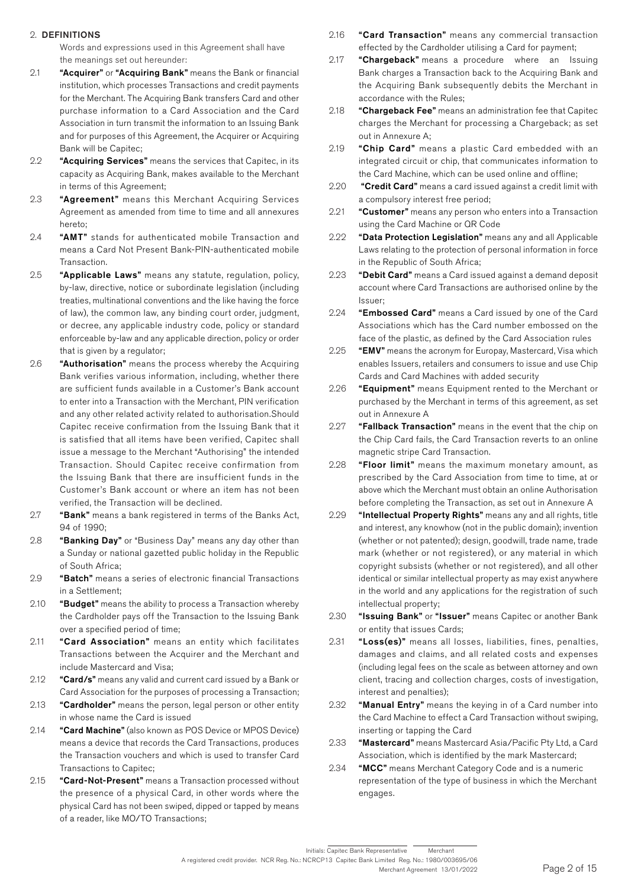## 2. DEFINITIONS

Words and expressions used in this Agreement shall have the meanings set out hereunder:

2.1 **"Acquirer"** or **"Acquiring Bank"** means the Bank or financial institution, which processes Transactions and credit payments for the Merchant. The Acquiring Bank transfers Card and other purchase information to a Card Association and the Card Association in turn transmit the information to an Issuing Bank and for purposes of this Agreement, the Acquirer or Acquiring Bank will be Capitec;

2.2 **"Acquiring Services"** means the services that Capitec, in its capacity as Acquiring Bank, makes available to the Merchant in terms of this Agreement;

2.3 **"Agreement"** means this Merchant Acquiring Services Agreement as amended from time to time and all annexures hereto;

2.4 **"AMT"** stands for authenticated mobile Transaction and means a Card Not Present Bank-PIN-authenticated mobile Transaction.

2.5 **"Applicable Laws"** means any statute, regulation, policy, by-law, directive, notice or subordinate legislation (including treaties, multinational conventions and the like having the force of law), the common law, any binding court order, judgment, or decree, any applicable industry code, policy or standard enforceable by-law and any applicable direction, policy or order that is given by a regulator;

2.6 **"Authorisation"** means the process whereby the Acquiring Bank verifies various information, including, whether there are sufficient funds available in a Customer's Bank account to enter into a Transaction with the Merchant, PIN verification and any other related activity related to authorisation.Should Capitec receive confirmation from the Issuing Bank that it is satisfied that all items have been verified, Capitec shall issue a message to the Merchant "Authorising" the intended Transaction. Should Capitec receive confirmation from the Issuing Bank that there are insufficient funds in the Customer's Bank account or where an item has not been verified, the Transaction will be declined.

2.7 **"Bank"** means a bank registered in terms of the Banks Act, 94 of 1990;

2.8 **"Banking Day"** or "Business Day" means any day other than a Sunday or national gazetted public holiday in the Republic of South Africa;

2.9 **"Batch"** means a series of electronic financial Transactions in a Settlement;

2.10 **"Budget"** means the ability to process a Transaction whereby the Cardholder pays off the Transaction to the Issuing Bank over a specified period of time;

2.11 **"Card Association"** means an entity which facilitates Transactions between the Acquirer and the Merchant and include Mastercard and Visa;

2.12 **"Card/s"** means any valid and current card issued by a Bank or Card Association for the purposes of processing a Transaction;

2.13 **"Cardholder"** means the person, legal person or other entity in whose name the Card is issued

2.14 **"Card Machine"** (also known as POS Device or MPOS Device) means a device that records the Card Transactions, produces the Transaction vouchers and which is used to transfer Card Transactions to Capitec;

2.15 **"Card-Not-Present"** means a Transaction processed without the presence of a physical Card, in other words where the physical Card has not been swiped, dipped or tapped by means of a reader, like MO/TO Transactions;

2.16 **"Card Transaction"** means any commercial transaction effected by the Cardholder utilising a Card for payment;

2.17 **"Chargeback"** means a procedure where an Issuing Bank charges a Transaction back to the Acquiring Bank and the Acquiring Bank subsequently debits the Merchant in accordance with the Rules;

2.18 **"Chargeback Fee"** means an administration fee that Capitec charges the Merchant for processing a Chargeback; as set out in Annexure A;

2.19 **"Chip Card"** means a plastic Card embedded with an integrated circuit or chip, that communicates information to the Card Machine, which can be used online and offline;

2.20 **"Credit Card"** means a card issued against a credit limit with a compulsory interest free period;

2.21 **"Customer"** means any person who enters into a Transaction using the Card Machine or QR Code

2.22 **"Data Protection Legislation"** means any and all Applicable Laws relating to the protection of personal information in force in the Republic of South Africa;

2.23 **"Debit Card"** means a Card issued against a demand deposit account where Card Transactions are authorised online by the Issuer;

2.24 **"Embossed Card"** means a Card issued by one of the Card Associations which has the Card number embossed on the face of the plastic, as defined by the Card Association rules

2.25 **"EMV"** means the acronym for Europay, Mastercard, Visa which enables Issuers, retailers and consumers to issue and use Chip Cards and Card Machines with added security

2.26 **"Equipment"** means Equipment rented to the Merchant or purchased by the Merchant in terms of this agreement, as set out in Annexure A

2.27 **"Fallback Transaction"** means in the event that the chip on the Chip Card fails, the Card Transaction reverts to an online magnetic stripe Card Transaction.

2.28 **"Floor limit"** means the maximum monetary amount, as prescribed by the Card Association from time to time, at or above which the Merchant must obtain an online Authorisation before completing the Transaction, as set out in Annexure A

2.29 **"Intellectual Property Rights"** means any and all rights, title and interest, any knowhow (not in the public domain); invention (whether or not patented); design, goodwill, trade name, trade mark (whether or not registered), or any material in which copyright subsists (whether or not registered), and all other identical or similar intellectual property as may exist anywhere in the world and any applications for the registration of such intellectual property;

2.30 **"Issuing Bank"** or **"Issuer"** means Capitec or another Bank or entity that issues Cards;

2.31 **"Loss(es)"** means all losses, liabilities, fines, penalties, damages and claims, and all related costs and expenses (including legal fees on the scale as between attorney and own client, tracing and collection charges, costs of investigation, interest and penalties);

2.32 **"Manual Entry"** means the keying in of a Card number into the Card Machine to effect a Card Transaction without swiping, inserting or tapping the Card

2.33 **"Mastercard"** means Mastercard Asia/Pacific Pty Ltd, a Card Association, which is identified by the mark Mastercard;

2.34 **"MCC"** means Merchant Category Code and is a numeric representation of the type of business in which the Merchant engages.

Initials: Capitec Bank Representative ________ Merchant ________

A registered credit provider. NCR Reg. No.: NCRCP13 Capitec Bank Limited Reg. No.: 1980/003695/06
Merchant Agreement 13/01/2022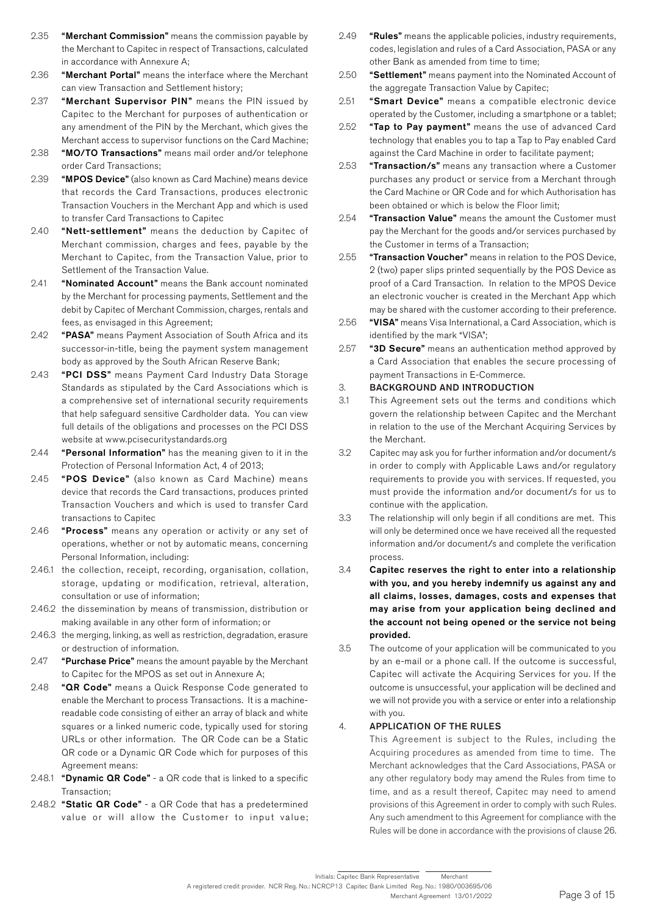2.35 **"Merchant Commission"** means the commission payable by the Merchant to Capitec in respect of Transactions, calculated in accordance with Annexure A;

2.36 **"Merchant Portal"** means the interface where the Merchant can view Transaction and Settlement history;

2.37 **"Merchant Supervisor PIN"** means the PIN issued by Capitec to the Merchant for purposes of authentication or any amendment of the PIN by the Merchant, which gives the Merchant access to supervisor functions on the Card Machine;

2.38 **"MO/TO Transactions"** means mail order and/or telephone order Card Transactions;

2.39 **"MPOS Device"** (also known as Card Machine) means device that records the Card Transactions, produces electronic Transaction Vouchers in the Merchant App and which is used to transfer Card Transactions to Capitec

2.40 **"Nett-settlement"** means the deduction by Capitec of Merchant commission, charges and fees, payable by the Merchant to Capitec, from the Transaction Value, prior to Settlement of the Transaction Value.

2.41 **"Nominated Account"** means the Bank account nominated by the Merchant for processing payments, Settlement and the debit by Capitec of Merchant Commission, charges, rentals and fees, as envisaged in this Agreement;

2.42 **"PASA"** means Payment Association of South Africa and its successor-in-title, being the payment system management body as approved by the South African Reserve Bank;

2.43 **"PCI DSS"** means Payment Card Industry Data Storage Standards as stipulated by the Card Associations which is a comprehensive set of international security requirements that help safeguard sensitive Cardholder data. You can view full details of the obligations and processes on the PCI DSS website at www.pcisecuritystandards.org

2.44 **"Personal Information"** has the meaning given to it in the Protection of Personal Information Act, 4 of 2013;

2.45 **"POS Device"** (also known as Card Machine) means device that records the Card transactions, produces printed Transaction Vouchers and which is used to transfer Card transactions to Capitec

2.46 **"Process"** means any operation or activity or any set of operations, whether or not by automatic means, concerning Personal Information, including:

2.46.1 the collection, receipt, recording, organisation, collation, storage, updating or modification, retrieval, alteration, consultation or use of information;

2.46.2 the dissemination by means of transmission, distribution or making available in any other form of information; or

2.46.3 the merging, linking, as well as restriction, degradation, erasure or destruction of information.

2.47 **"Purchase Price"** means the amount payable by the Merchant to Capitec for the MPOS as set out in Annexure A;

2.48 **"QR Code"** means a Quick Response Code generated to enable the Merchant to process Transactions. It is a machine-readable code consisting of either an array of black and white squares or a linked numeric code, typically used for storing URLs or other information. The QR Code can be a Static QR code or a Dynamic QR Code which for purposes of this Agreement means:

2.48.1 **"Dynamic QR Code"** - a QR code that is linked to a specific Transaction;

2.48.2 **"Static QR Code"** - a QR Code that has a predetermined value or will allow the Customer to input value;

2.49 **"Rules"** means the applicable policies, industry requirements, codes, legislation and rules of a Card Association, PASA or any other Bank as amended from time to time;

2.50 **"Settlement"** means payment into the Nominated Account of the aggregate Transaction Value by Capitec;

2.51 **"Smart Device"** means a compatible electronic device operated by the Customer, including a smartphone or a tablet;

2.52 **"Tap to Pay payment"** means the use of advanced Card technology that enables you to tap a Tap to Pay enabled Card against the Card Machine in order to facilitate payment;

2.53 **"Transaction/s"** means any transaction where a Customer purchases any product or service from a Merchant through the Card Machine or QR Code and for which Authorisation has been obtained or which is below the Floor limit;

2.54 **"Transaction Value"** means the amount the Customer must pay the Merchant for the goods and/or services purchased by the Customer in terms of a Transaction;

2.55 **"Transaction Voucher"** means in relation to the POS Device, 2 (two) paper slips printed sequentially by the POS Device as proof of a Card Transaction. In relation to the MPOS Device an electronic voucher is created in the Merchant App which may be shared with the customer according to their preference.

2.56 **"VISA"** means Visa International, a Card Association, which is identified by the mark "VISA";

2.57 **"3D Secure"** means an authentication method approved by a Card Association that enables the secure processing of payment Transactions in E-Commerce.

## 3. BACKGROUND AND INTRODUCTION

3.1 This Agreement sets out the terms and conditions which govern the relationship between Capitec and the Merchant in relation to the use of the Merchant Acquiring Services by the Merchant.

3.2 Capitec may ask you for further information and/or document/s in order to comply with Applicable Laws and/or regulatory requirements to provide you with services. If requested, you must provide the information and/or document/s for us to continue with the application.

3.3 The relationship will only begin if all conditions are met. This will only be determined once we have received all the requested information and/or document/s and complete the verification process.

3.4 **Capitec reserves the right to enter into a relationship with you, and you hereby indemnify us against any and all claims, losses, damages, costs and expenses that may arise from your application being declined and the account not being opened or the service not being provided.**

3.5 The outcome of your application will be communicated to you by an e-mail or a phone call. If the outcome is successful, Capitec will activate the Acquiring Services for you. If the outcome is unsuccessful, your application will be declined and we will not provide you with a service or enter into a relationship with you.

## 4. APPLICATION OF THE RULES

This Agreement is subject to the Rules, including the Acquiring procedures as amended from time to time. The Merchant acknowledges that the Card Associations, PASA or any other regulatory body may amend the Rules from time to time, and as a result thereof, Capitec may need to amend provisions of this Agreement in order to comply with such Rules. Any such amendment to this Agreement for compliance with the Rules will be done in accordance with the provisions of clause 26.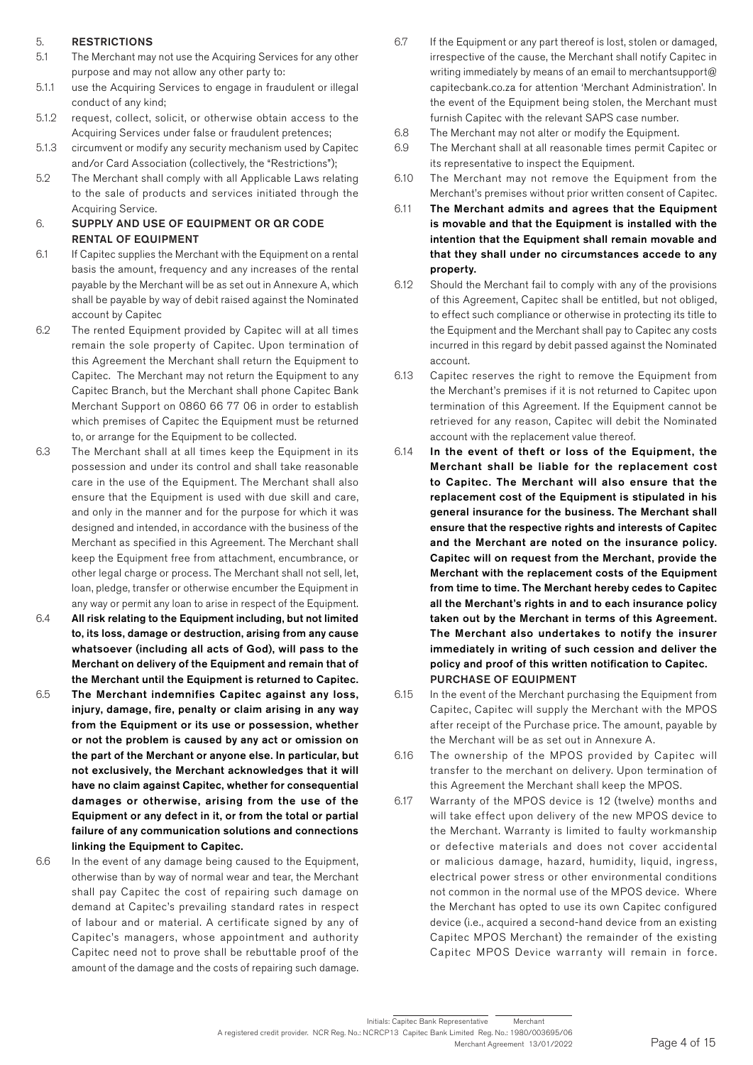## 5. RESTRICTIONS

5.1 The Merchant may not use the Acquiring Services for any other purpose and may not allow any other party to:

5.1.1 use the Acquiring Services to engage in fraudulent or illegal conduct of any kind;

5.1.2 request, collect, solicit, or otherwise obtain access to the Acquiring Services under false or fraudulent pretences;

5.1.3 circumvent or modify any security mechanism used by Capitec and/or Card Association (collectively, the "Restrictions");

5.2 The Merchant shall comply with all Applicable Laws relating to the sale of products and services initiated through the Acquiring Service.

## 6. SUPPLY AND USE OF EQUIPMENT OR QR CODE

### RENTAL OF EQUIPMENT

6.1 If Capitec supplies the Merchant with the Equipment on a rental basis the amount, frequency and any increases of the rental payable by the Merchant will be as set out in Annexure A, which shall be payable by way of debit raised against the Nominated account by Capitec

6.2 The rented Equipment provided by Capitec will at all times remain the sole property of Capitec. Upon termination of this Agreement the Merchant shall return the Equipment to Capitec. The Merchant may not return the Equipment to any Capitec Branch, but the Merchant shall phone Capitec Bank Merchant Support on 0860 66 77 06 in order to establish which premises of Capitec the Equipment must be returned to, or arrange for the Equipment to be collected.

6.3 The Merchant shall at all times keep the Equipment in its possession and under its control and shall take reasonable care in the use of the Equipment. The Merchant shall also ensure that the Equipment is used with due skill and care, and only in the manner and for the purpose for which it was designed and intended, in accordance with the business of the Merchant as specified in this Agreement. The Merchant shall keep the Equipment free from attachment, encumbrance, or other legal charge or process. The Merchant shall not sell, let, loan, pledge, transfer or otherwise encumber the Equipment in any way or permit any loan to arise in respect of the Equipment.

6.4 **All risk relating to the Equipment including, but not limited to, its loss, damage or destruction, arising from any cause whatsoever (including all acts of God), will pass to the Merchant on delivery of the Equipment and remain that of the Merchant until the Equipment is returned to Capitec.**

6.5 **The Merchant indemnifies Capitec against any loss, injury, damage, fire, penalty or claim arising in any way from the Equipment or its use or possession, whether or not the problem is caused by any act or omission on the part of the Merchant or anyone else. In particular, but not exclusively, the Merchant acknowledges that it will have no claim against Capitec, whether for consequential damages or otherwise, arising from the use of the Equipment or any defect in it, or from the total or partial failure of any communication solutions and connections linking the Equipment to Capitec.**

6.6 In the event of any damage being caused to the Equipment, otherwise than by way of normal wear and tear, the Merchant shall pay Capitec the cost of repairing such damage on demand at Capitec's prevailing standard rates in respect of labour and or material. A certificate signed by any of Capitec's managers, whose appointment and authority Capitec need not to prove shall be rebuttable proof of the amount of the damage and the costs of repairing such damage.

6.7 If the Equipment or any part thereof is lost, stolen or damaged, irrespective of the cause, the Merchant shall notify Capitec in writing immediately by means of an email to merchantsupport@capitecbank.co.za for attention 'Merchant Administration'. In the event of the Equipment being stolen, the Merchant must furnish Capitec with the relevant SAPS case number.

6.8 The Merchant may not alter or modify the Equipment.

6.9 The Merchant shall at all reasonable times permit Capitec or its representative to inspect the Equipment.

6.10 The Merchant may not remove the Equipment from the Merchant's premises without prior written consent of Capitec.

6.11 **The Merchant admits and agrees that the Equipment is movable and that the Equipment is installed with the intention that the Equipment shall remain movable and that they shall under no circumstances accede to any property.**

6.12 Should the Merchant fail to comply with any of the provisions of this Agreement, Capitec shall be entitled, but not obliged, to effect such compliance or otherwise in protecting its title to the Equipment and the Merchant shall pay to Capitec any costs incurred in this regard by debit passed against the Nominated account.

6.13 Capitec reserves the right to remove the Equipment from the Merchant's premises if it is not returned to Capitec upon termination of this Agreement. If the Equipment cannot be retrieved for any reason, Capitec will debit the Nominated account with the replacement value thereof.

6.14 **In the event of theft or loss of the Equipment, the Merchant shall be liable for the replacement cost to Capitec. The Merchant will also ensure that the replacement cost of the Equipment is stipulated in his general insurance for the business. The Merchant shall ensure that the respective rights and interests of Capitec and the Merchant are noted on the insurance policy. Capitec will on request from the Merchant, provide the Merchant with the replacement costs of the Equipment from time to time. The Merchant hereby cedes to Capitec all the Merchant's rights in and to each insurance policy taken out by the Merchant in terms of this Agreement. The Merchant also undertakes to notify the insurer immediately in writing of such cession and deliver the policy and proof of this written notification to Capitec.**

### PURCHASE OF EQUIPMENT

6.15 In the event of the Merchant purchasing the Equipment from Capitec, Capitec will supply the Merchant with the MPOS after receipt of the Purchase price. The amount, payable by the Merchant will be as set out in Annexure A.

6.16 The ownership of the MPOS provided by Capitec will transfer to the merchant on delivery. Upon termination of this Agreement the Merchant shall keep the MPOS.

6.17 Warranty of the MPOS device is 12 (twelve) months and will take effect upon delivery of the new MPOS device to the Merchant. Warranty is limited to faulty workmanship or defective materials and does not cover accidental or malicious damage, hazard, humidity, liquid, ingress, electrical power stress or other environmental conditions not common in the normal use of the MPOS device. Where the Merchant has opted to use its own Capitec configured device (i.e., acquired a second-hand device from an existing Capitec MPOS Merchant) the remainder of the existing Capitec MPOS Device warranty will remain in force.

Initials: Capitec Bank Representative ________ Merchant ________

A registered credit provider. NCR Reg. No.: NCRCP13 Capitec Bank Limited Reg. No.: 1980/003695/06

Merchant Agreement 13/01/2022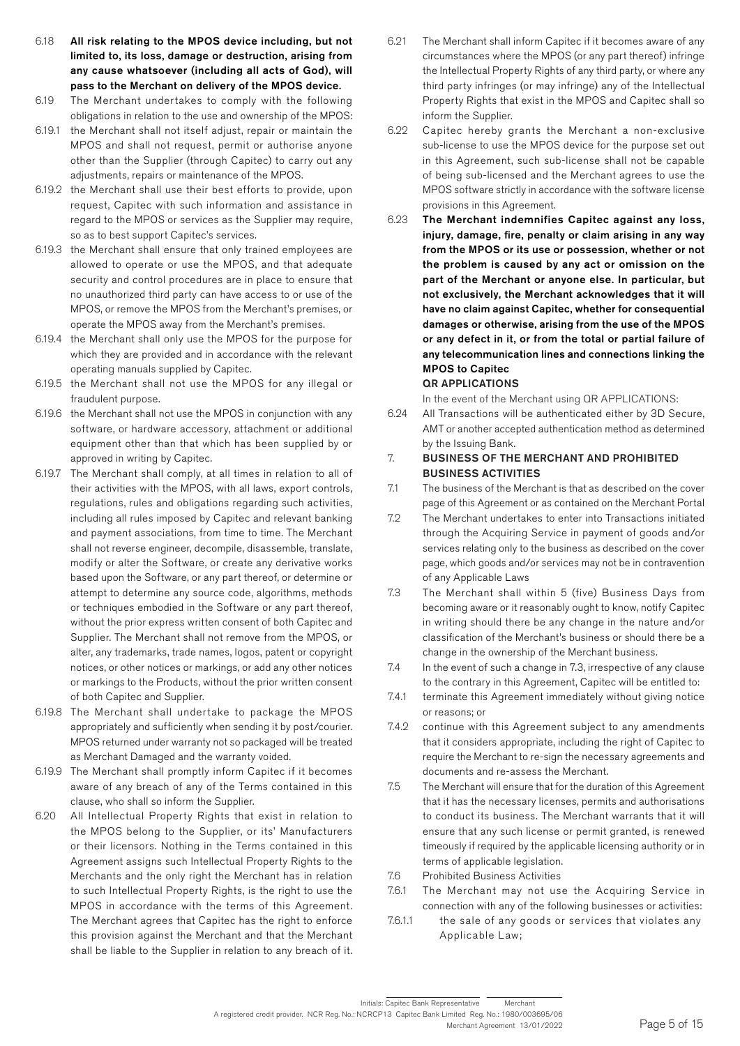6.18 **All risk relating to the MPOS device including, but not limited to, its loss, damage or destruction, arising from any cause whatsoever (including all acts of God), will pass to the Merchant on delivery of the MPOS device.**

6.19 The Merchant undertakes to comply with the following obligations in relation to the use and ownership of the MPOS:

6.19.1 the Merchant shall not itself adjust, repair or maintain the MPOS and shall not request, permit or authorise anyone other than the Supplier (through Capitec) to carry out any adjustments, repairs or maintenance of the MPOS.

6.19.2 the Merchant shall use their best efforts to provide, upon request, Capitec with such information and assistance in regard to the MPOS or services as the Supplier may require, so as to best support Capitec's services.

6.19.3 the Merchant shall ensure that only trained employees are allowed to operate or use the MPOS, and that adequate security and control procedures are in place to ensure that no unauthorized third party can have access to or use of the MPOS, or remove the MPOS from the Merchant's premises, or operate the MPOS away from the Merchant's premises.

6.19.4 the Merchant shall only use the MPOS for the purpose for which they are provided and in accordance with the relevant operating manuals supplied by Capitec.

6.19.5 the Merchant shall not use the MPOS for any illegal or fraudulent purpose.

6.19.6 the Merchant shall not use the MPOS in conjunction with any software, or hardware accessory, attachment or additional equipment other than that which has been supplied by or approved in writing by Capitec.

6.19.7 The Merchant shall comply, at all times in relation to all of their activities with the MPOS, with all laws, export controls, regulations, rules and obligations regarding such activities, including all rules imposed by Capitec and relevant banking and payment associations, from time to time. The Merchant shall not reverse engineer, decompile, disassemble, translate, modify or alter the Software, or create any derivative works based upon the Software, or any part thereof, or determine or attempt to determine any source code, algorithms, methods or techniques embodied in the Software or any part thereof, without the prior express written consent of both Capitec and Supplier. The Merchant shall not remove from the MPOS, or alter, any trademarks, trade names, logos, patent or copyright notices, or other notices or markings, or add any other notices or markings to the Products, without the prior written consent of both Capitec and Supplier.

6.19.8 The Merchant shall undertake to package the MPOS appropriately and sufficiently when sending it by post/courier. MPOS returned under warranty not so packaged will be treated as Merchant Damaged and the warranty voided.

6.19.9 The Merchant shall promptly inform Capitec if it becomes aware of any breach of any of the Terms contained in this clause, who shall so inform the Supplier.

6.20 All Intellectual Property Rights that exist in relation to the MPOS belong to the Supplier, or its' Manufacturers or their licensors. Nothing in the Terms contained in this Agreement assigns such Intellectual Property Rights to the Merchants and the only right the Merchant has in relation to such Intellectual Property Rights, is the right to use the MPOS in accordance with the terms of this Agreement. The Merchant agrees that Capitec has the right to enforce this provision against the Merchant and that the Merchant shall be liable to the Supplier in relation to any breach of it.

6.21 The Merchant shall inform Capitec if it becomes aware of any circumstances where the MPOS (or any part thereof) infringe the Intellectual Property Rights of any third party, or where any third party infringes (or may infringe) any of the Intellectual Property Rights that exist in the MPOS and Capitec shall so inform the Supplier.

6.22 Capitec hereby grants the Merchant a non-exclusive sub-license to use the MPOS device for the purpose set out in this Agreement, such sub-license shall not be capable of being sub-licensed and the Merchant agrees to use the MPOS software strictly in accordance with the software license provisions in this Agreement.

6.23 **The Merchant indemnifies Capitec against any loss, injury, damage, fire, penalty or claim arising in any way from the MPOS or its use or possession, whether or not the problem is caused by any act or omission on the part of the Merchant or anyone else. In particular, but not exclusively, the Merchant acknowledges that it will have no claim against Capitec, whether for consequential damages or otherwise, arising from the use of the MPOS or any defect in it, or from the total or partial failure of any telecommunication lines and connections linking the MPOS to Capitec**

**QR APPLICATIONS**

In the event of the Merchant using QR APPLICATIONS:

6.24 All Transactions will be authenticated either by 3D Secure, AMT or another accepted authentication method as determined by the Issuing Bank.

## 7. BUSINESS OF THE MERCHANT AND PROHIBITED BUSINESS ACTIVITIES

7.1 The business of the Merchant is that as described on the cover page of this Agreement or as contained on the Merchant Portal

7.2 The Merchant undertakes to enter into Transactions initiated through the Acquiring Service in payment of goods and/or services relating only to the business as described on the cover page, which goods and/or services may not be in contravention of any Applicable Laws

7.3 The Merchant shall within 5 (five) Business Days from becoming aware or it reasonably ought to know, notify Capitec in writing should there be any change in the nature and/or classification of the Merchant's business or should there be a change in the ownership of the Merchant business.

7.4 In the event of such a change in 7.3, irrespective of any clause to the contrary in this Agreement, Capitec will be entitled to:

7.4.1 terminate this Agreement immediately without giving notice or reasons; or

7.4.2 continue with this Agreement subject to any amendments that it considers appropriate, including the right of Capitec to require the Merchant to re-sign the necessary agreements and documents and re-assess the Merchant.

7.5 The Merchant will ensure that for the duration of this Agreement that it has the necessary licenses, permits and authorisations to conduct its business. The Merchant warrants that it will ensure that any such license or permit granted, is renewed timeously if required by the applicable licensing authority or in terms of applicable legislation.

7.6 Prohibited Business Activities

7.6.1 The Merchant may not use the Acquiring Service in connection with any of the following businesses or activities:

7.6.1.1 the sale of any goods or services that violates any Applicable Law;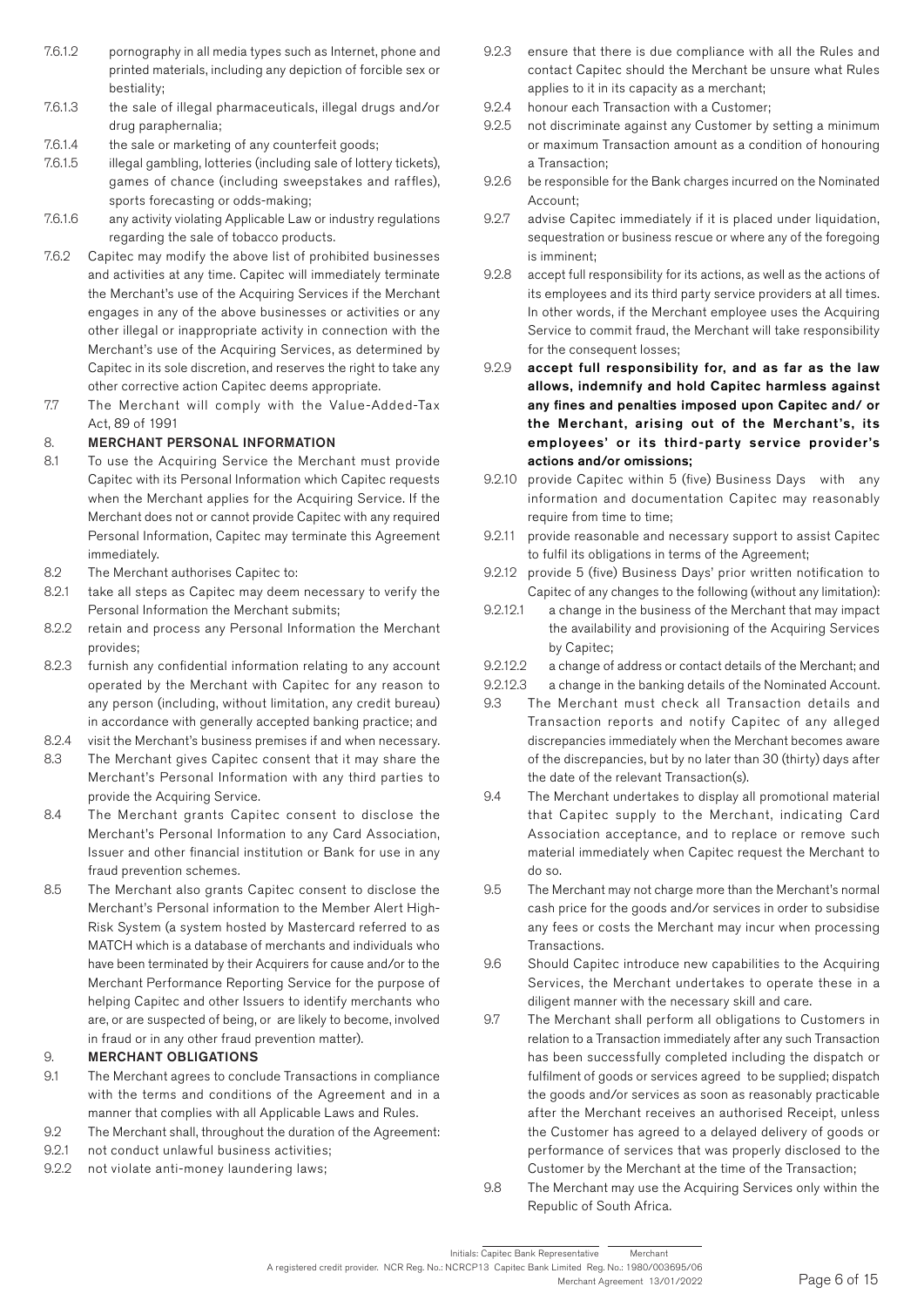7.6.1.2 pornography in all media types such as Internet, phone and printed materials, including any depiction of forcible sex or bestiality;

7.6.1.3 the sale of illegal pharmaceuticals, illegal drugs and/or drug paraphernalia;

7.6.1.4 the sale or marketing of any counterfeit goods;

7.6.1.5 illegal gambling, lotteries (including sale of lottery tickets), games of chance (including sweepstakes and raffles), sports forecasting or odds-making;

7.6.1.6 any activity violating Applicable Law or industry regulations regarding the sale of tobacco products.

7.6.2 Capitec may modify the above list of prohibited businesses and activities at any time. Capitec will immediately terminate the Merchant's use of the Acquiring Services if the Merchant engages in any of the above businesses or activities or any other illegal or inappropriate activity in connection with the Merchant's use of the Acquiring Services, as determined by Capitec in its sole discretion, and reserves the right to take any other corrective action Capitec deems appropriate.

7.7 The Merchant will comply with the Value-Added-Tax Act, 89 of 1991

## 8. MERCHANT PERSONAL INFORMATION

8.1 To use the Acquiring Service the Merchant must provide Capitec with its Personal Information which Capitec requests when the Merchant applies for the Acquiring Service. If the Merchant does not or cannot provide Capitec with any required Personal Information, Capitec may terminate this Agreement immediately.

8.2 The Merchant authorises Capitec to:

8.2.1 take all steps as Capitec may deem necessary to verify the Personal Information the Merchant submits;

8.2.2 retain and process any Personal Information the Merchant provides;

8.2.3 furnish any confidential information relating to any account operated by the Merchant with Capitec for any reason to any person (including, without limitation, any credit bureau) in accordance with generally accepted banking practice; and

8.2.4 visit the Merchant's business premises if and when necessary.

8.3 The Merchant gives Capitec consent that it may share the Merchant's Personal Information with any third parties to provide the Acquiring Service.

8.4 The Merchant grants Capitec consent to disclose the Merchant's Personal Information to any Card Association, Issuer and other financial institution or Bank for use in any fraud prevention schemes.

8.5 The Merchant also grants Capitec consent to disclose the Merchant's Personal information to the Member Alert High-Risk System (a system hosted by Mastercard referred to as MATCH which is a database of merchants and individuals who have been terminated by their Acquirers for cause and/or to the Merchant Performance Reporting Service for the purpose of helping Capitec and other Issuers to identify merchants who are, or are suspected of being, or are likely to become, involved in fraud or in any other fraud prevention matter).

## 9. MERCHANT OBLIGATIONS

9.1 The Merchant agrees to conclude Transactions in compliance with the terms and conditions of the Agreement and in a manner that complies with all Applicable Laws and Rules.

9.2 The Merchant shall, throughout the duration of the Agreement:

9.2.1 not conduct unlawful business activities;

9.2.2 not violate anti-money laundering laws;

9.2.3 ensure that there is due compliance with all the Rules and contact Capitec should the Merchant be unsure what Rules applies to it in its capacity as a merchant;

9.2.4 honour each Transaction with a Customer;

9.2.5 not discriminate against any Customer by setting a minimum or maximum Transaction amount as a condition of honouring a Transaction;

9.2.6 be responsible for the Bank charges incurred on the Nominated Account;

9.2.7 advise Capitec immediately if it is placed under liquidation, sequestration or business rescue or where any of the foregoing is imminent;

9.2.8 accept full responsibility for its actions, as well as the actions of its employees and its third party service providers at all times. In other words, if the Merchant employee uses the Acquiring Service to commit fraud, the Merchant will take responsibility for the consequent losses;

9.2.9 **accept full responsibility for, and as far as the law allows, indemnify and hold Capitec harmless against any fines and penalties imposed upon Capitec and/ or the Merchant, arising out of the Merchant's, its employees' or its third-party service provider's actions and/or omissions;**

9.2.10 provide Capitec within 5 (five) Business Days with any information and documentation Capitec may reasonably require from time to time;

9.2.11 provide reasonable and necessary support to assist Capitec to fulfil its obligations in terms of the Agreement;

9.2.12 provide 5 (five) Business Days' prior written notification to Capitec of any changes to the following (without any limitation):

9.2.12.1 a change in the business of the Merchant that may impact the availability and provisioning of the Acquiring Services by Capitec;

9.2.12.2 a change of address or contact details of the Merchant; and

9.2.12.3 a change in the banking details of the Nominated Account.

9.3 The Merchant must check all Transaction details and Transaction reports and notify Capitec of any alleged discrepancies immediately when the Merchant becomes aware of the discrepancies, but by no later than 30 (thirty) days after the date of the relevant Transaction(s).

9.4 The Merchant undertakes to display all promotional material that Capitec supply to the Merchant, indicating Card Association acceptance, and to replace or remove such material immediately when Capitec request the Merchant to do so.

9.5 The Merchant may not charge more than the Merchant's normal cash price for the goods and/or services in order to subsidise any fees or costs the Merchant may incur when processing Transactions.

9.6 Should Capitec introduce new capabilities to the Acquiring Services, the Merchant undertakes to operate these in a diligent manner with the necessary skill and care.

9.7 The Merchant shall perform all obligations to Customers in relation to a Transaction immediately after any such Transaction has been successfully completed including the dispatch or fulfilment of goods or services agreed to be supplied; dispatch the goods and/or services as soon as reasonably practicable after the Merchant receives an authorised Receipt, unless the Customer has agreed to a delayed delivery of goods or performance of services that was properly disclosed to the Customer by the Merchant at the time of the Transaction;

9.8 The Merchant may use the Acquiring Services only within the Republic of South Africa.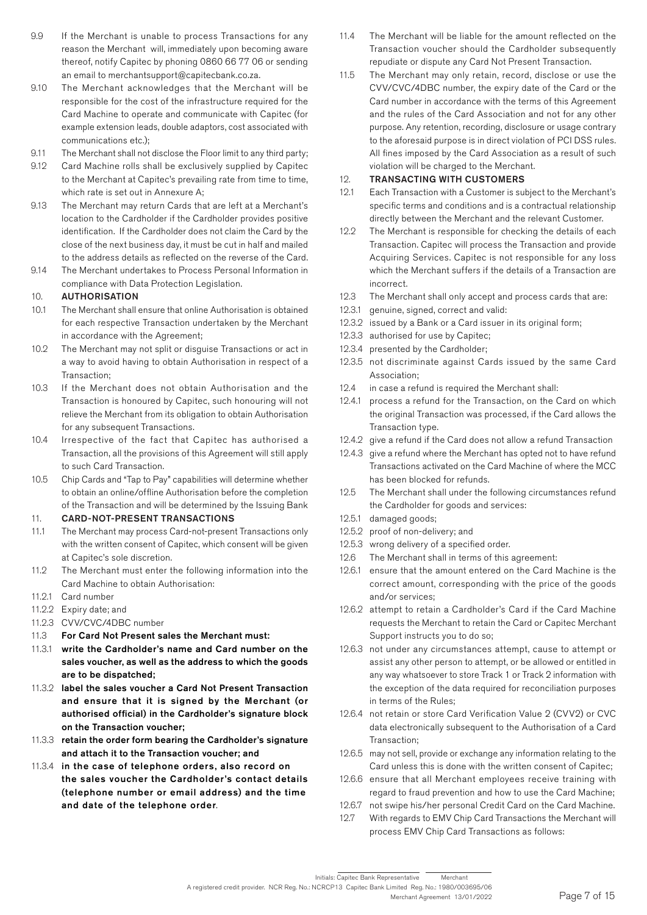9.9 If the Merchant is unable to process Transactions for any reason the Merchant will, immediately upon becoming aware thereof, notify Capitec by phoning 0860 66 77 06 or sending an email to merchantsupport@capitecbank.co.za.

9.10 The Merchant acknowledges that the Merchant will be responsible for the cost of the infrastructure required for the Card Machine to operate and communicate with Capitec (for example extension leads, double adaptors, cost associated with communications etc.);

9.11 The Merchant shall not disclose the Floor limit to any third party;

9.12 Card Machine rolls shall be exclusively supplied by Capitec to the Merchant at Capitec's prevailing rate from time to time, which rate is set out in Annexure A;

9.13 The Merchant may return Cards that are left at a Merchant's location to the Cardholder if the Cardholder provides positive identification. If the Cardholder does not claim the Card by the close of the next business day, it must be cut in half and mailed to the address details as reflected on the reverse of the Card.

9.14 The Merchant undertakes to Process Personal Information in compliance with Data Protection Legislation.

## 10. AUTHORISATION

10.1 The Merchant shall ensure that online Authorisation is obtained for each respective Transaction undertaken by the Merchant in accordance with the Agreement;

10.2 The Merchant may not split or disguise Transactions or act in a way to avoid having to obtain Authorisation in respect of a Transaction;

10.3 If the Merchant does not obtain Authorisation and the Transaction is honoured by Capitec, such honouring will not relieve the Merchant from its obligation to obtain Authorisation for any subsequent Transactions.

10.4 Irrespective of the fact that Capitec has authorised a Transaction, all the provisions of this Agreement will still apply to such Card Transaction.

10.5 Chip Cards and "Tap to Pay" capabilities will determine whether to obtain an online/offline Authorisation before the completion of the Transaction and will be determined by the Issuing Bank

## 11. CARD-NOT-PRESENT TRANSACTIONS

11.1 The Merchant may process Card-not-present Transactions only with the written consent of Capitec, which consent will be given at Capitec's sole discretion.

11.2 The Merchant must enter the following information into the Card Machine to obtain Authorisation:

11.2.1 Card number

11.2.2 Expiry date; and

11.2.3 CVV/CVC/4DBC number

**11.3 For Card Not Present sales the Merchant must:**

**11.3.1 write the Cardholder's name and Card number on the sales voucher, as well as the address to which the goods are to be dispatched;**

**11.3.2 label the sales voucher a Card Not Present Transaction and ensure that it is signed by the Merchant (or authorised official) in the Cardholder's signature block on the Transaction voucher;**

**11.3.3 retain the order form bearing the Cardholder's signature and attach it to the Transaction voucher; and**

**11.3.4 in the case of telephone orders, also record on the sales voucher the Cardholder's contact details (telephone number or email address) and the time and date of the telephone order**.

11.4 The Merchant will be liable for the amount reflected on the Transaction voucher should the Cardholder subsequently repudiate or dispute any Card Not Present Transaction.

11.5 The Merchant may only retain, record, disclose or use the CVV/CVC/4DBC number, the expiry date of the Card or the Card number in accordance with the terms of this Agreement and the rules of the Card Association and not for any other purpose. Any retention, recording, disclosure or usage contrary to the aforesaid purpose is in direct violation of PCI DSS rules. All fines imposed by the Card Association as a result of such violation will be charged to the Merchant.

## 12. TRANSACTING WITH CUSTOMERS

12.1 Each Transaction with a Customer is subject to the Merchant's specific terms and conditions and is a contractual relationship directly between the Merchant and the relevant Customer.

12.2 The Merchant is responsible for checking the details of each Transaction. Capitec will process the Transaction and provide Acquiring Services. Capitec is not responsible for any loss which the Merchant suffers if the details of a Transaction are incorrect.

12.3 The Merchant shall only accept and process cards that are:

12.3.1 genuine, signed, correct and valid:

12.3.2 issued by a Bank or a Card issuer in its original form;

12.3.3 authorised for use by Capitec;

12.3.4 presented by the Cardholder;

12.3.5 not discriminate against Cards issued by the same Card Association;

12.4 in case a refund is required the Merchant shall:

12.4.1 process a refund for the Transaction, on the Card on which the original Transaction was processed, if the Card allows the Transaction type.

12.4.2 give a refund if the Card does not allow a refund Transaction

12.4.3 give a refund where the Merchant has opted not to have refund Transactions activated on the Card Machine of where the MCC has been blocked for refunds.

12.5 The Merchant shall under the following circumstances refund the Cardholder for goods and services:

12.5.1 damaged goods;

12.5.2 proof of non-delivery; and

12.5.3 wrong delivery of a specified order.

12.6 The Merchant shall in terms of this agreement:

12.6.1 ensure that the amount entered on the Card Machine is the correct amount, corresponding with the price of the goods and/or services;

12.6.2 attempt to retain a Cardholder's Card if the Card Machine requests the Merchant to retain the Card or Capitec Merchant Support instructs you to do so;

12.6.3 not under any circumstances attempt, cause to attempt or assist any other person to attempt, or be allowed or entitled in any way whatsoever to store Track 1 or Track 2 information with the exception of the data required for reconciliation purposes in terms of the Rules;

12.6.4 not retain or store Card Verification Value 2 (CVV2) or CVC data electronically subsequent to the Authorisation of a Card Transaction;

12.6.5 may not sell, provide or exchange any information relating to the Card unless this is done with the written consent of Capitec;

12.6.6 ensure that all Merchant employees receive training with regard to fraud prevention and how to use the Card Machine;

12.6.7 not swipe his/her personal Credit Card on the Card Machine.

12.7 With regards to EMV Chip Card Transactions the Merchant will process EMV Chip Card Transactions as follows: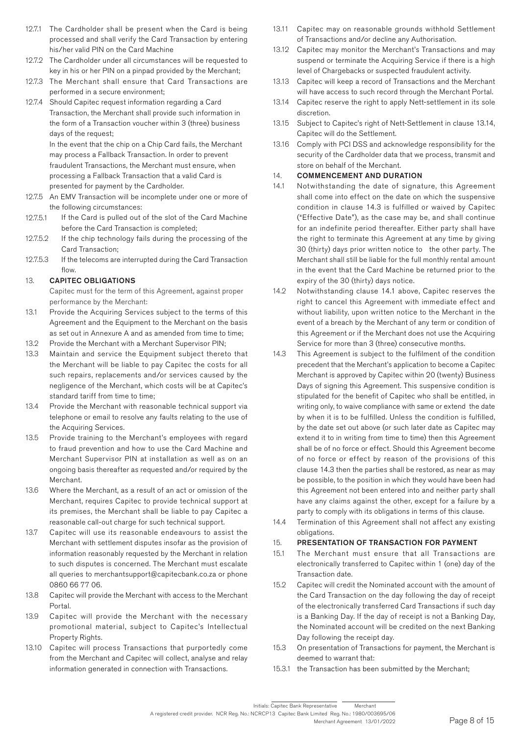12.7.1 The Cardholder shall be present when the Card is being processed and shall verify the Card Transaction by entering his/her valid PIN on the Card Machine

12.7.2 The Cardholder under all circumstances will be requested to key in his or her PIN on a pinpad provided by the Merchant;

12.7.3 The Merchant shall ensure that Card Transactions are performed in a secure environment;

12.7.4 Should Capitec request information regarding a Card Transaction, the Merchant shall provide such information in the form of a Transaction voucher within 3 (three) business days of the request;

In the event that the chip on a Chip Card fails, the Merchant may process a Fallback Transaction. In order to prevent fraudulent Transactions, the Merchant must ensure, when processing a Fallback Transaction that a valid Card is presented for payment by the Cardholder.

12.7.5 An EMV Transaction will be incomplete under one or more of the following circumstances:

12.7.5.1 If the Card is pulled out of the slot of the Card Machine before the Card Transaction is completed;

12.7.5.2 If the chip technology fails during the processing of the Card Transaction;

12.7.5.3 If the telecoms are interrupted during the Card Transaction flow.

## 13. CAPITEC OBLIGATIONS

Capitec must for the term of this Agreement, against proper performance by the Merchant:

13.1 Provide the Acquiring Services subject to the terms of this Agreement and the Equipment to the Merchant on the basis as set out in Annexure A and as amended from time to time;

13.2 Provide the Merchant with a Merchant Supervisor PIN;

13.3 Maintain and service the Equipment subject thereto that the Merchant will be liable to pay Capitec the costs for all such repairs, replacements and/or services caused by the negligence of the Merchant, which costs will be at Capitec's standard tariff from time to time;

13.4 Provide the Merchant with reasonable technical support via telephone or email to resolve any faults relating to the use of the Acquiring Services.

13.5 Provide training to the Merchant's employees with regard to fraud prevention and how to use the Card Machine and Merchant Supervisor PIN at installation as well as on an ongoing basis thereafter as requested and/or required by the Merchant.

13.6 Where the Merchant, as a result of an act or omission of the Merchant, requires Capitec to provide technical support at its premises, the Merchant shall be liable to pay Capitec a reasonable call-out charge for such technical support.

13.7 Capitec will use its reasonable endeavours to assist the Merchant with settlement disputes insofar as the provision of information reasonably requested by the Merchant in relation to such disputes is concerned. The Merchant must escalate all queries to merchantsupport@capitecbank.co.za or phone 0860 66 77 06.

13.8 Capitec will provide the Merchant with access to the Merchant Portal.

13.9 Capitec will provide the Merchant with the necessary promotional material, subject to Capitec's Intellectual Property Rights.

13.10 Capitec will process Transactions that purportedly come from the Merchant and Capitec will collect, analyse and relay information generated in connection with Transactions.

13.11 Capitec may on reasonable grounds withhold Settlement of Transactions and/or decline any Authorisation.

13.12 Capitec may monitor the Merchant's Transactions and may suspend or terminate the Acquiring Service if there is a high level of Chargebacks or suspected fraudulent activity.

13.13 Capitec will keep a record of Transactions and the Merchant will have access to such record through the Merchant Portal.

13.14 Capitec reserve the right to apply Nett-settlement in its sole discretion.

13.15 Subject to Capitec's right of Nett-Settlement in clause 13.14, Capitec will do the Settlement.

13.16 Comply with PCI DSS and acknowledge responsibility for the security of the Cardholder data that we process, transmit and store on behalf of the Merchant.

## 14. COMMENCEMENT AND DURATION

14.1 Notwithstanding the date of signature, this Agreement shall come into effect on the date on which the suspensive condition in clause 14.3 is fulfilled or waived by Capitec ("Effective Date"), as the case may be, and shall continue for an indefinite period thereafter. Either party shall have the right to terminate this Agreement at any time by giving 30 (thirty) days prior written notice to the other party. The Merchant shall still be liable for the full monthly rental amount in the event that the Card Machine be returned prior to the expiry of the 30 (thirty) days notice.

14.2 Notwithstanding clause 14.1 above, Capitec reserves the right to cancel this Agreement with immediate effect and without liability, upon written notice to the Merchant in the event of a breach by the Merchant of any term or condition of this Agreement or if the Merchant does not use the Acquiring Service for more than 3 (three) consecutive months.

14.3 This Agreement is subject to the fulfilment of the condition precedent that the Merchant's application to become a Capitec Merchant is approved by Capitec within 20 (twenty) Business Days of signing this Agreement. This suspensive condition is stipulated for the benefit of Capitec who shall be entitled, in writing only, to waive compliance with same or extend the date by when it is to be fulfilled. Unless the condition is fulfilled, by the date set out above (or such later date as Capitec may extend it to in writing from time to time) then this Agreement shall be of no force or effect. Should this Agreement become of no force or effect by reason of the provisions of this clause 14.3 then the parties shall be restored, as near as may be possible, to the position in which they would have been had this Agreement not been entered into and neither party shall have any claims against the other, except for a failure by a party to comply with its obligations in terms of this clause.

14.4 Termination of this Agreement shall not affect any existing obligations.

## 15. PRESENTATION OF TRANSACTION FOR PAYMENT

15.1 The Merchant must ensure that all Transactions are electronically transferred to Capitec within 1 (one) day of the Transaction date.

15.2 Capitec will credit the Nominated account with the amount of the Card Transaction on the day following the day of receipt of the electronically transferred Card Transactions if such day is a Banking Day. If the day of receipt is not a Banking Day, the Nominated account will be credited on the next Banking Day following the receipt day.

15.3 On presentation of Transactions for payment, the Merchant is deemed to warrant that:

15.3.1 the Transaction has been submitted by the Merchant;

Initials: Capitec Bank Representative ________ Merchant ________

A registered credit provider. NCR Reg. No.: NCRCP13 Capitec Bank Limited Reg. No.: 1980/003695/06

Merchant Agreement 13/01/2022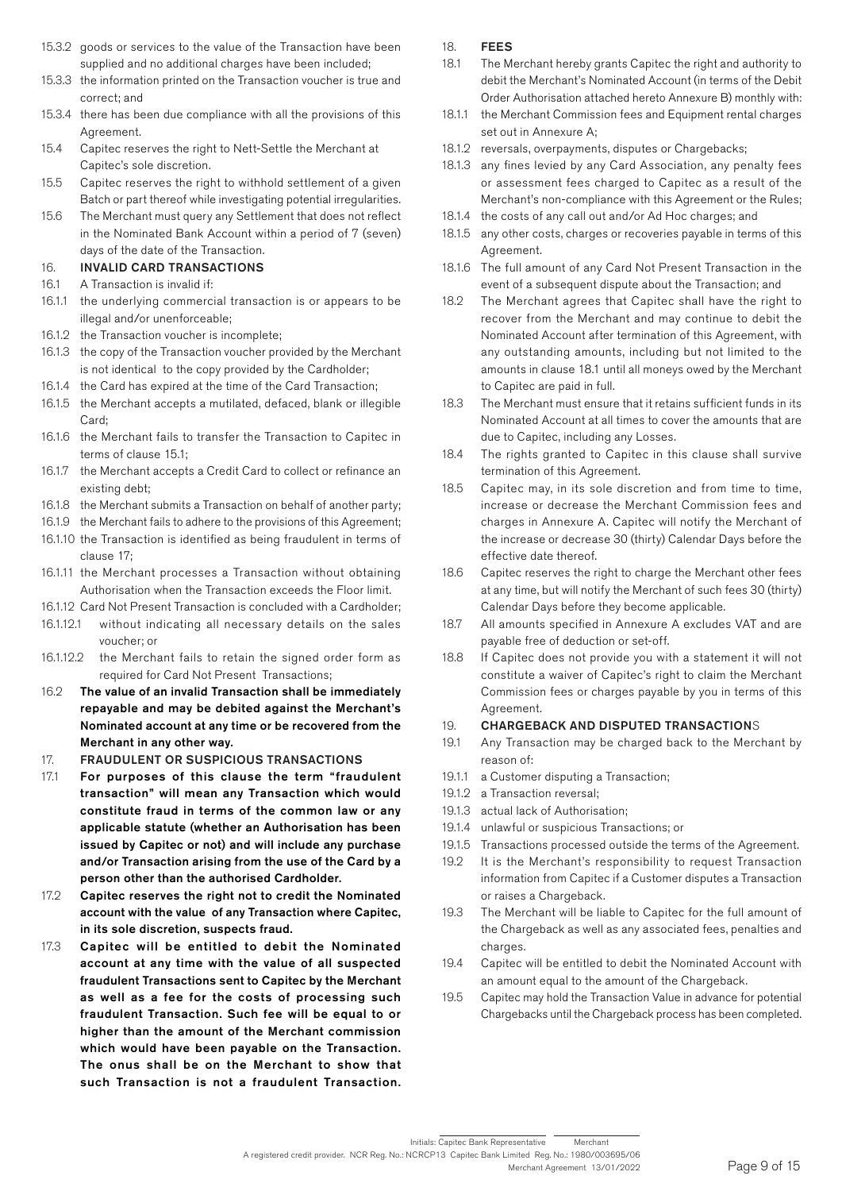15.3.2 goods or services to the value of the Transaction have been supplied and no additional charges have been included;

15.3.3 the information printed on the Transaction voucher is true and correct; and

15.3.4 there has been due compliance with all the provisions of this Agreement.

15.4 Capitec reserves the right to Nett-Settle the Merchant at Capitec's sole discretion.

15.5 Capitec reserves the right to withhold settlement of a given Batch or part thereof while investigating potential irregularities.

15.6 The Merchant must query any Settlement that does not reflect in the Nominated Bank Account within a period of 7 (seven) days of the date of the Transaction.

## 16. INVALID CARD TRANSACTIONS

16.1 A Transaction is invalid if:

16.1.1 the underlying commercial transaction is or appears to be illegal and/or unenforceable;

16.1.2 the Transaction voucher is incomplete;

16.1.3 the copy of the Transaction voucher provided by the Merchant is not identical to the copy provided by the Cardholder;

16.1.4 the Card has expired at the time of the Card Transaction;

16.1.5 the Merchant accepts a mutilated, defaced, blank or illegible Card;

16.1.6 the Merchant fails to transfer the Transaction to Capitec in terms of clause 15.1;

16.1.7 the Merchant accepts a Credit Card to collect or refinance an existing debt;

16.1.8 the Merchant submits a Transaction on behalf of another party;

16.1.9 the Merchant fails to adhere to the provisions of this Agreement;

16.1.10 the Transaction is identified as being fraudulent in terms of clause 17;

16.1.11 the Merchant processes a Transaction without obtaining Authorisation when the Transaction exceeds the Floor limit.

16.1.12 Card Not Present Transaction is concluded with a Cardholder;

16.1.12.1 without indicating all necessary details on the sales voucher; or

16.1.12.2 the Merchant fails to retain the signed order form as required for Card Not Present Transactions;

16.2 **The value of an invalid Transaction shall be immediately repayable and may be debited against the Merchant's Nominated account at any time or be recovered from the Merchant in any other way.**

## 17. FRAUDULENT OR SUSPICIOUS TRANSACTIONS

17.1 **For purposes of this clause the term "fraudulent transaction" will mean any Transaction which would constitute fraud in terms of the common law or any applicable statute (whether an Authorisation has been issued by Capitec or not) and will include any purchase and/or Transaction arising from the use of the Card by a person other than the authorised Cardholder.**

17.2 **Capitec reserves the right not to credit the Nominated account with the value of any Transaction where Capitec, in its sole discretion, suspects fraud.**

17.3 **Capitec will be entitled to debit the Nominated account at any time with the value of all suspected fraudulent Transactions sent to Capitec by the Merchant as well as a fee for the costs of processing such fraudulent Transaction. Such fee will be equal to or higher than the amount of the Merchant commission which would have been payable on the Transaction. The onus shall be on the Merchant to show that such Transaction is not a fraudulent Transaction.**

## 18. FEES

18.1 The Merchant hereby grants Capitec the right and authority to debit the Merchant's Nominated Account (in terms of the Debit Order Authorisation attached hereto Annexure B) monthly with:

18.1.1 the Merchant Commission fees and Equipment rental charges set out in Annexure A;

18.1.2 reversals, overpayments, disputes or Chargebacks;

18.1.3 any fines levied by any Card Association, any penalty fees or assessment fees charged to Capitec as a result of the Merchant's non-compliance with this Agreement or the Rules;

18.1.4 the costs of any call out and/or Ad Hoc charges; and

18.1.5 any other costs, charges or recoveries payable in terms of this Agreement.

18.1.6 The full amount of any Card Not Present Transaction in the event of a subsequent dispute about the Transaction; and

18.2 The Merchant agrees that Capitec shall have the right to recover from the Merchant and may continue to debit the Nominated Account after termination of this Agreement, with any outstanding amounts, including but not limited to the amounts in clause 18.1 until all moneys owed by the Merchant to Capitec are paid in full.

18.3 The Merchant must ensure that it retains sufficient funds in its Nominated Account at all times to cover the amounts that are due to Capitec, including any Losses.

18.4 The rights granted to Capitec in this clause shall survive termination of this Agreement.

18.5 Capitec may, in its sole discretion and from time to time, increase or decrease the Merchant Commission fees and charges in Annexure A. Capitec will notify the Merchant of the increase or decrease 30 (thirty) Calendar Days before the effective date thereof.

18.6 Capitec reserves the right to charge the Merchant other fees at any time, but will notify the Merchant of such fees 30 (thirty) Calendar Days before they become applicable.

18.7 All amounts specified in Annexure A excludes VAT and are payable free of deduction or set-off.

18.8 If Capitec does not provide you with a statement it will not constitute a waiver of Capitec's right to claim the Merchant Commission fees or charges payable by you in terms of this Agreement.

## 19. CHARGEBACK AND DISPUTED TRANSACTIONS

19.1 Any Transaction may be charged back to the Merchant by reason of:

19.1.1 a Customer disputing a Transaction;

19.1.2 a Transaction reversal;

19.1.3 actual lack of Authorisation;

19.1.4 unlawful or suspicious Transactions; or

19.1.5 Transactions processed outside the terms of the Agreement.

19.2 It is the Merchant's responsibility to request Transaction information from Capitec if a Customer disputes a Transaction or raises a Chargeback.

19.3 The Merchant will be liable to Capitec for the full amount of the Chargeback as well as any associated fees, penalties and charges.

19.4 Capitec will be entitled to debit the Nominated Account with an amount equal to the amount of the Chargeback.

19.5 Capitec may hold the Transaction Value in advance for potential Chargebacks until the Chargeback process has been completed.

Initials: Capitec Bank Representative ________ Merchant ________

A registered credit provider. NCR Reg. No.: NCRCP13 Capitec Bank Limited Reg. No.: 1980/003695/06

Merchant Agreement 13/01/2022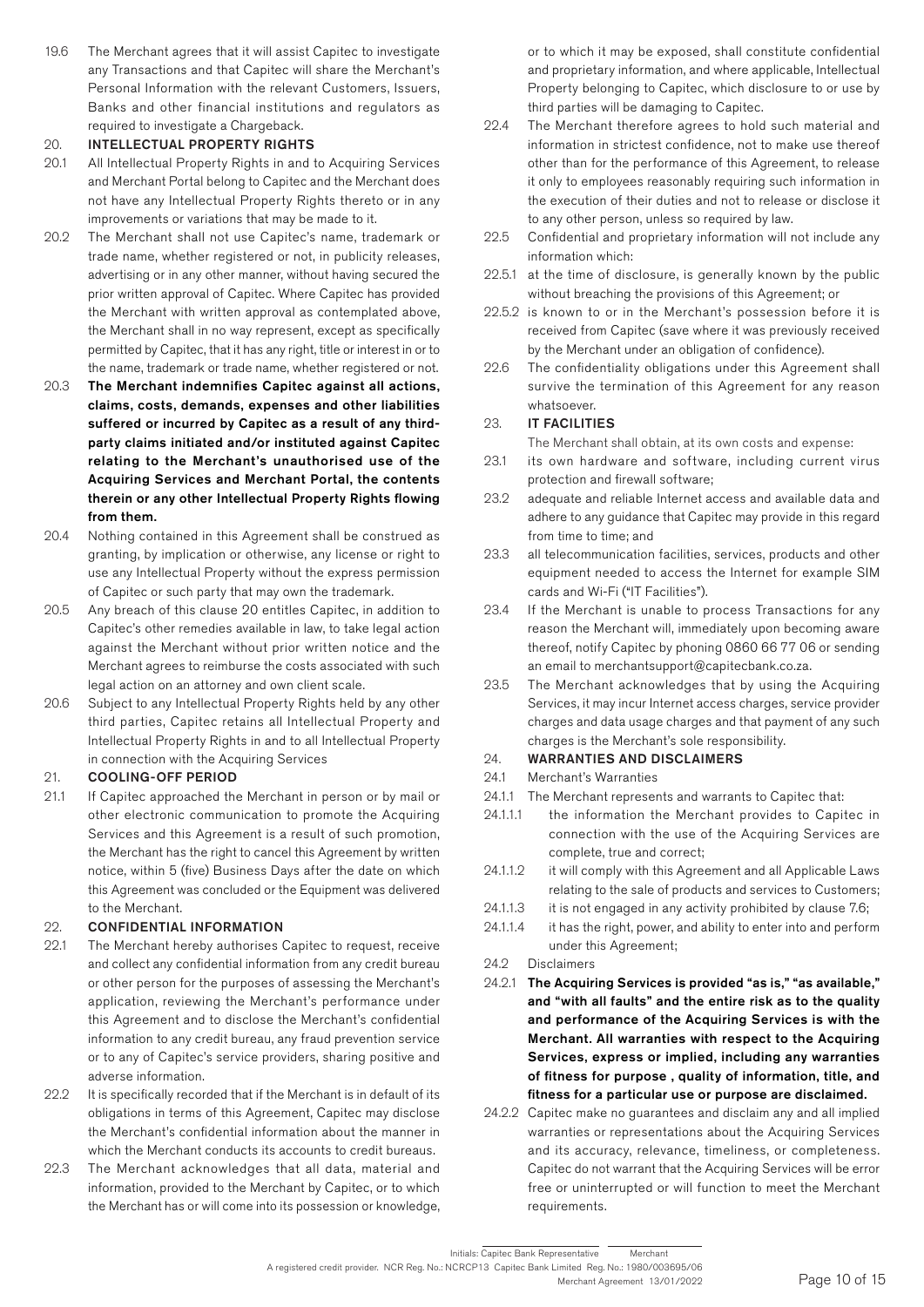19.6 The Merchant agrees that it will assist Capitec to investigate any Transactions and that Capitec will share the Merchant's Personal Information with the relevant Customers, Issuers, Banks and other financial institutions and regulators as required to investigate a Chargeback.

## 20. INTELLECTUAL PROPERTY RIGHTS

20.1 All Intellectual Property Rights in and to Acquiring Services and Merchant Portal belong to Capitec and the Merchant does not have any Intellectual Property Rights thereto or in any improvements or variations that may be made to it.

20.2 The Merchant shall not use Capitec's name, trademark or trade name, whether registered or not, in publicity releases, advertising or in any other manner, without having secured the prior written approval of Capitec. Where Capitec has provided the Merchant with written approval as contemplated above, the Merchant shall in no way represent, except as specifically permitted by Capitec, that it has any right, title or interest in or to the name, trademark or trade name, whether registered or not.

20.3 **The Merchant indemnifies Capitec against all actions, claims, costs, demands, expenses and other liabilities suffered or incurred by Capitec as a result of any third-party claims initiated and/or instituted against Capitec relating to the Merchant's unauthorised use of the Acquiring Services and Merchant Portal, the contents therein or any other Intellectual Property Rights flowing from them.**

20.4 Nothing contained in this Agreement shall be construed as granting, by implication or otherwise, any license or right to use any Intellectual Property without the express permission of Capitec or such party that may own the trademark.

20.5 Any breach of this clause 20 entitles Capitec, in addition to Capitec's other remedies available in law, to take legal action against the Merchant without prior written notice and the Merchant agrees to reimburse the costs associated with such legal action on an attorney and own client scale.

20.6 Subject to any Intellectual Property Rights held by any other third parties, Capitec retains all Intellectual Property and Intellectual Property Rights in and to all Intellectual Property in connection with the Acquiring Services

## 21. COOLING-OFF PERIOD

21.1 If Capitec approached the Merchant in person or by mail or other electronic communication to promote the Acquiring Services and this Agreement is a result of such promotion, the Merchant has the right to cancel this Agreement by written notice, within 5 (five) Business Days after the date on which this Agreement was concluded or the Equipment was delivered to the Merchant.

## 22. CONFIDENTIAL INFORMATION

22.1 The Merchant hereby authorises Capitec to request, receive and collect any confidential information from any credit bureau or other person for the purposes of assessing the Merchant's application, reviewing the Merchant's performance under this Agreement and to disclose the Merchant's confidential information to any credit bureau, any fraud prevention service or to any of Capitec's service providers, sharing positive and adverse information.

22.2 It is specifically recorded that if the Merchant is in default of its obligations in terms of this Agreement, Capitec may disclose the Merchant's confidential information about the manner in which the Merchant conducts its accounts to credit bureaus.

22.3 The Merchant acknowledges that all data, material and information, provided to the Merchant by Capitec, or to which the Merchant has or will come into its possession or knowledge, or to which it may be exposed, shall constitute confidential and proprietary information, and where applicable, Intellectual Property belonging to Capitec, which disclosure to or use by third parties will be damaging to Capitec.

22.4 The Merchant therefore agrees to hold such material and information in strictest confidence, not to make use thereof other than for the performance of this Agreement, to release it only to employees reasonably requiring such information in the execution of their duties and not to release or disclose it to any other person, unless so required by law.

22.5 Confidential and proprietary information will not include any information which:

22.5.1 at the time of disclosure, is generally known by the public without breaching the provisions of this Agreement; or

22.5.2 is known to or in the Merchant's possession before it is received from Capitec (save where it was previously received by the Merchant under an obligation of confidence).

22.6 The confidentiality obligations under this Agreement shall survive the termination of this Agreement for any reason whatsoever.

## 23. IT FACILITIES

The Merchant shall obtain, at its own costs and expense:

23.1 its own hardware and software, including current virus protection and firewall software;

23.2 adequate and reliable Internet access and available data and adhere to any guidance that Capitec may provide in this regard from time to time; and

23.3 all telecommunication facilities, services, products and other equipment needed to access the Internet for example SIM cards and Wi-Fi ("IT Facilities").

23.4 If the Merchant is unable to process Transactions for any reason the Merchant will, immediately upon becoming aware thereof, notify Capitec by phoning 0860 66 77 06 or sending an email to merchantsupport@capitecbank.co.za.

23.5 The Merchant acknowledges that by using the Acquiring Services, it may incur Internet access charges, service provider charges and data usage charges and that payment of any such charges is the Merchant's sole responsibility.

## 24. WARRANTIES AND DISCLAIMERS

24.1 Merchant's Warranties

24.1.1 The Merchant represents and warrants to Capitec that:

24.1.1.1 the information the Merchant provides to Capitec in connection with the use of the Acquiring Services are complete, true and correct;

24.1.1.2 it will comply with this Agreement and all Applicable Laws relating to the sale of products and services to Customers;

24.1.1.3 it is not engaged in any activity prohibited by clause 7.6;

24.1.1.4 it has the right, power, and ability to enter into and perform under this Agreement;

24.2 Disclaimers

24.2.1 **The Acquiring Services is provided "as is," "as available," and "with all faults" and the entire risk as to the quality and performance of the Acquiring Services is with the Merchant. All warranties with respect to the Acquiring Services, express or implied, including any warranties of fitness for purpose , quality of information, title, and fitness for a particular use or purpose are disclaimed.**

24.2.2 Capitec make no guarantees and disclaim any and all implied warranties or representations about the Acquiring Services and its accuracy, relevance, timeliness, or completeness. Capitec do not warrant that the Acquiring Services will be error free or uninterrupted or will function to meet the Merchant requirements.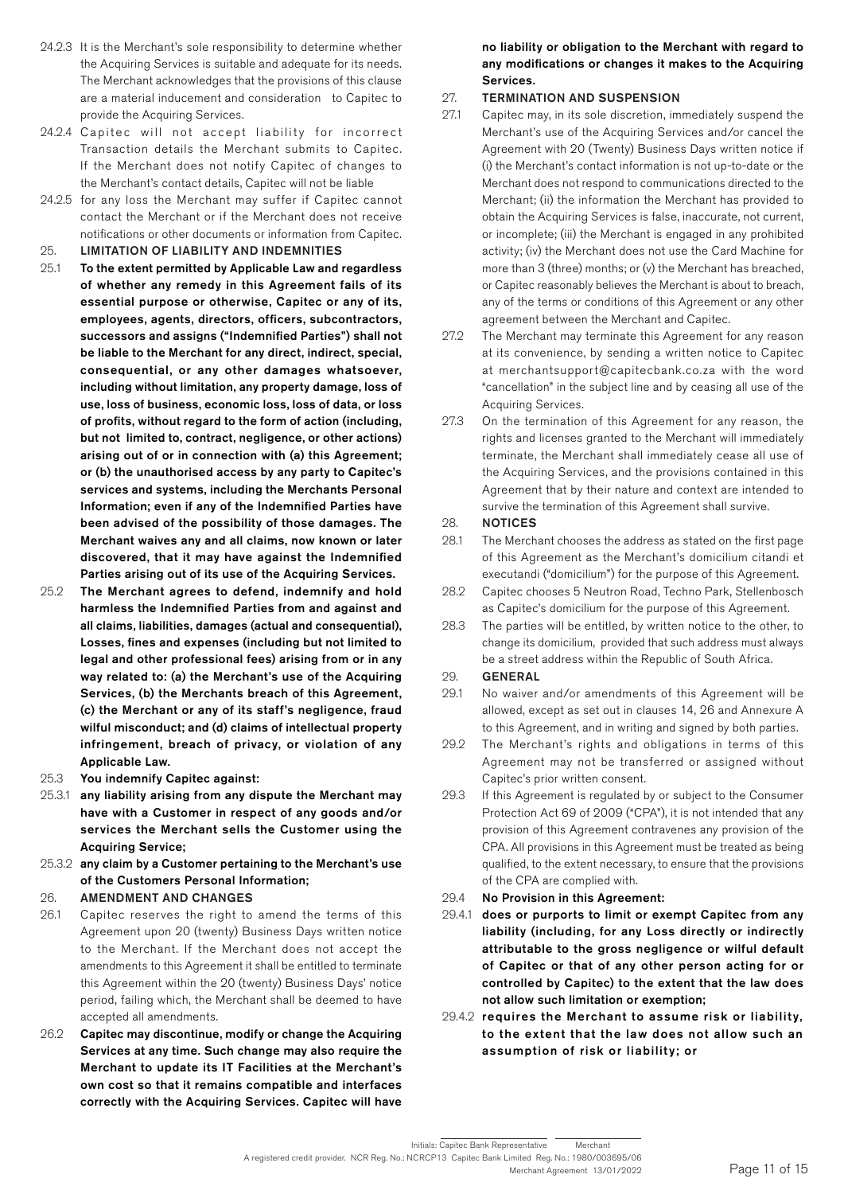24.2.3 It is the Merchant's sole responsibility to determine whether the Acquiring Services is suitable and adequate for its needs. The Merchant acknowledges that the provisions of this clause are a material inducement and consideration to Capitec to provide the Acquiring Services.

24.2.4 Capitec will not accept liability for incorrect Transaction details the Merchant submits to Capitec. If the Merchant does not notify Capitec of changes to the Merchant's contact details, Capitec will not be liable

24.2.5 for any loss the Merchant may suffer if Capitec cannot contact the Merchant or if the Merchant does not receive notifications or other documents or information from Capitec.

25. **LIMITATION OF LIABILITY AND INDEMNITIES**

25.1 **To the extent permitted by Applicable Law and regardless of whether any remedy in this Agreement fails of its essential purpose or otherwise, Capitec or any of its, employees, agents, directors, officers, subcontractors, successors and assigns ("Indemnified Parties") shall not be liable to the Merchant for any direct, indirect, special, consequential, or any other damages whatsoever, including without limitation, any property damage, loss of use, loss of business, economic loss, loss of data, or loss of profits, without regard to the form of action (including, but not limited to, contract, negligence, or other actions) arising out of or in connection with (a) this Agreement; or (b) the unauthorised access by any party to Capitec's services and systems, including the Merchants Personal Information; even if any of the Indemnified Parties have been advised of the possibility of those damages. The Merchant waives any and all claims, now known or later discovered, that it may have against the Indemnified Parties arising out of its use of the Acquiring Services.**

25.2 **The Merchant agrees to defend, indemnify and hold harmless the Indemnified Parties from and against and all claims, liabilities, damages (actual and consequential), Losses, fines and expenses (including but not limited to legal and other professional fees) arising from or in any way related to: (a) the Merchant's use of the Acquiring Services, (b) the Merchants breach of this Agreement, (c) the Merchant or any of its staff's negligence, fraud wilful misconduct; and (d) claims of intellectual property infringement, breach of privacy, or violation of any Applicable Law.**

25.3 **You indemnify Capitec against:**

25.3.1 **any liability arising from any dispute the Merchant may have with a Customer in respect of any goods and/or services the Merchant sells the Customer using the Acquiring Service;**

25.3.2 **any claim by a Customer pertaining to the Merchant's use of the Customers Personal Information;**

26. **AMENDMENT AND CHANGES**

26.1 Capitec reserves the right to amend the terms of this Agreement upon 20 (twenty) Business Days written notice to the Merchant. If the Merchant does not accept the amendments to this Agreement it shall be entitled to terminate this Agreement within the 20 (twenty) Business Days' notice period, failing which, the Merchant shall be deemed to have accepted all amendments.

26.2 **Capitec may discontinue, modify or change the Acquiring Services at any time. Such change may also require the Merchant to update its IT Facilities at the Merchant's own cost so that it remains compatible and interfaces correctly with the Acquiring Services. Capitec will have no liability or obligation to the Merchant with regard to any modifications or changes it makes to the Acquiring Services.**

27. **TERMINATION AND SUSPENSION**

27.1 Capitec may, in its sole discretion, immediately suspend the Merchant's use of the Acquiring Services and/or cancel the Agreement with 20 (Twenty) Business Days written notice if (i) the Merchant's contact information is not up-to-date or the Merchant does not respond to communications directed to the Merchant; (ii) the information the Merchant has provided to obtain the Acquiring Services is false, inaccurate, not current, or incomplete; (iii) the Merchant is engaged in any prohibited activity; (iv) the Merchant does not use the Card Machine for more than 3 (three) months; or (v) the Merchant has breached, or Capitec reasonably believes the Merchant is about to breach, any of the terms or conditions of this Agreement or any other agreement between the Merchant and Capitec.

27.2 The Merchant may terminate this Agreement for any reason at its convenience, by sending a written notice to Capitec at merchantsupport@capitecbank.co.za with the word "cancellation" in the subject line and by ceasing all use of the Acquiring Services.

27.3 On the termination of this Agreement for any reason, the rights and licenses granted to the Merchant will immediately terminate, the Merchant shall immediately cease all use of the Acquiring Services, and the provisions contained in this Agreement that by their nature and context are intended to survive the termination of this Agreement shall survive.

28. **NOTICES**

28.1 The Merchant chooses the address as stated on the first page of this Agreement as the Merchant's domicilium citandi et executandi ("domicilium") for the purpose of this Agreement.

28.2 Capitec chooses 5 Neutron Road, Techno Park, Stellenbosch as Capitec's domicilium for the purpose of this Agreement.

28.3 The parties will be entitled, by written notice to the other, to change its domicilium, provided that such address must always be a street address within the Republic of South Africa.

29. **GENERAL**

29.1 No waiver and/or amendments of this Agreement will be allowed, except as set out in clauses 14, 26 and Annexure A to this Agreement, and in writing and signed by both parties.

29.2 The Merchant's rights and obligations in terms of this Agreement may not be transferred or assigned without Capitec's prior written consent.

29.3 If this Agreement is regulated by or subject to the Consumer Protection Act 69 of 2009 ("CPA"), it is not intended that any provision of this Agreement contravenes any provision of the CPA. All provisions in this Agreement must be treated as being qualified, to the extent necessary, to ensure that the provisions of the CPA are complied with.

29.4 **No Provision in this Agreement:**

29.4.1 **does or purports to limit or exempt Capitec from any liability (including, for any Loss directly or indirectly attributable to the gross negligence or wilful default of Capitec or that of any other person acting for or controlled by Capitec) to the extent that the law does not allow such limitation or exemption;**

29.4.2 **requires the Merchant to assume risk or liability, to the extent that the law does not allow such an assumption of risk or liability; or**

Initials: Capitec Bank Representative \_\_\_\_\_\_ Merchant \_\_\_\_\_\_

A registered credit provider. NCR Reg. No.: NCRCP13 Capitec Bank Limited Reg. No.: 1980/003695/06

Merchant Agreement 13/01/2022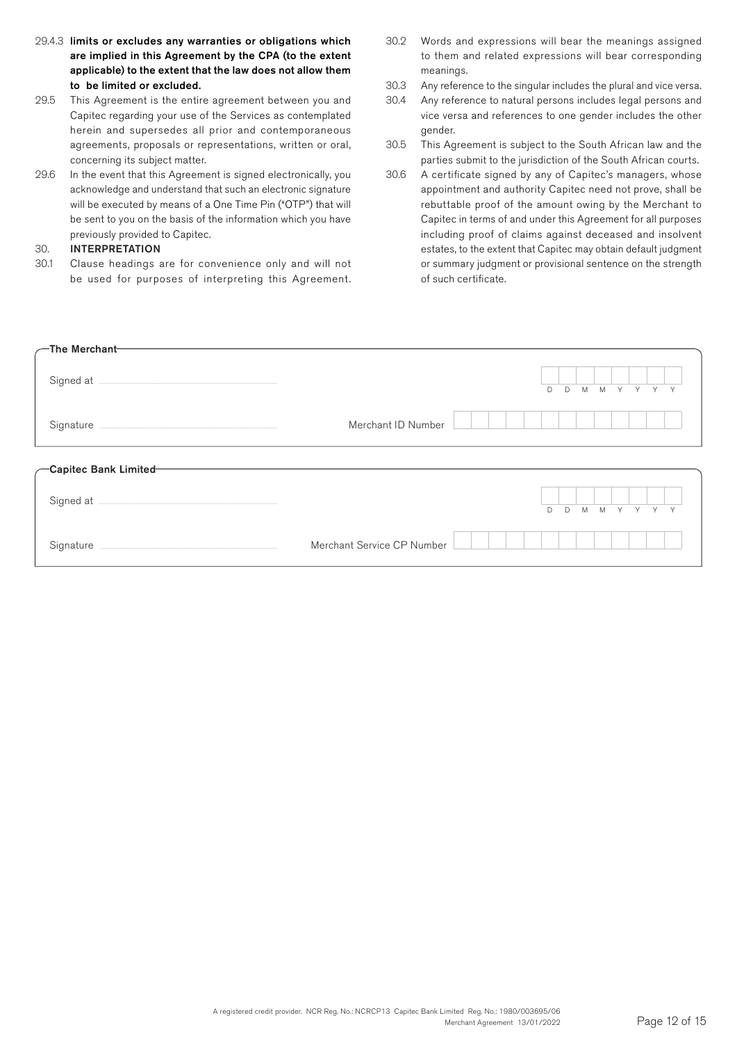29.4.3 **limits or excludes any warranties or obligations which are implied in this Agreement by the CPA (to the extent applicable) to the extent that the law does not allow them to be limited or excluded.**

29.5 This Agreement is the entire agreement between you and Capitec regarding your use of the Services as contemplated herein and supersedes all prior and contemporaneous agreements, proposals or representations, written or oral, concerning its subject matter.

29.6 In the event that this Agreement is signed electronically, you acknowledge and understand that such an electronic signature will be executed by means of a One Time Pin ("OTP") that will be sent to you on the basis of the information which you have previously provided to Capitec.

## 30. INTERPRETATION

30.1 Clause headings are for convenience only and will not be used for purposes of interpreting this Agreement.

30.2 Words and expressions will bear the meanings assigned to them and related expressions will bear corresponding meanings.

30.3 Any reference to the singular includes the plural and vice versa.

30.4 Any reference to natural persons includes legal persons and vice versa and references to one gender includes the other gender.

30.5 This Agreement is subject to the South African law and the parties submit to the jurisdiction of the South African courts.

30.6 A certificate signed by any of Capitec's managers, whose appointment and authority Capitec need not prove, shall be rebuttable proof of the amount owing by the Merchant to Capitec in terms of and under this Agreement for all purposes including proof of claims against deceased and insolvent estates, to the extent that Capitec may obtain default judgment or summary judgment or provisional sentence on the strength of such certificate.

**The Merchant**

Signed at ______________________ D D M M Y Y Y Y

Signature ______________________ Merchant ID Number ______________________

**Capitec Bank Limited**

Signed at ______________________ D D M M Y Y Y Y

Signature ______________________ Merchant Service CP Number ______________________

A registered credit provider. NCR Reg. No.: NCRCP13 Capitec Bank Limited Reg. No.: 1980/003695/06
Merchant Agreement 13/01/2022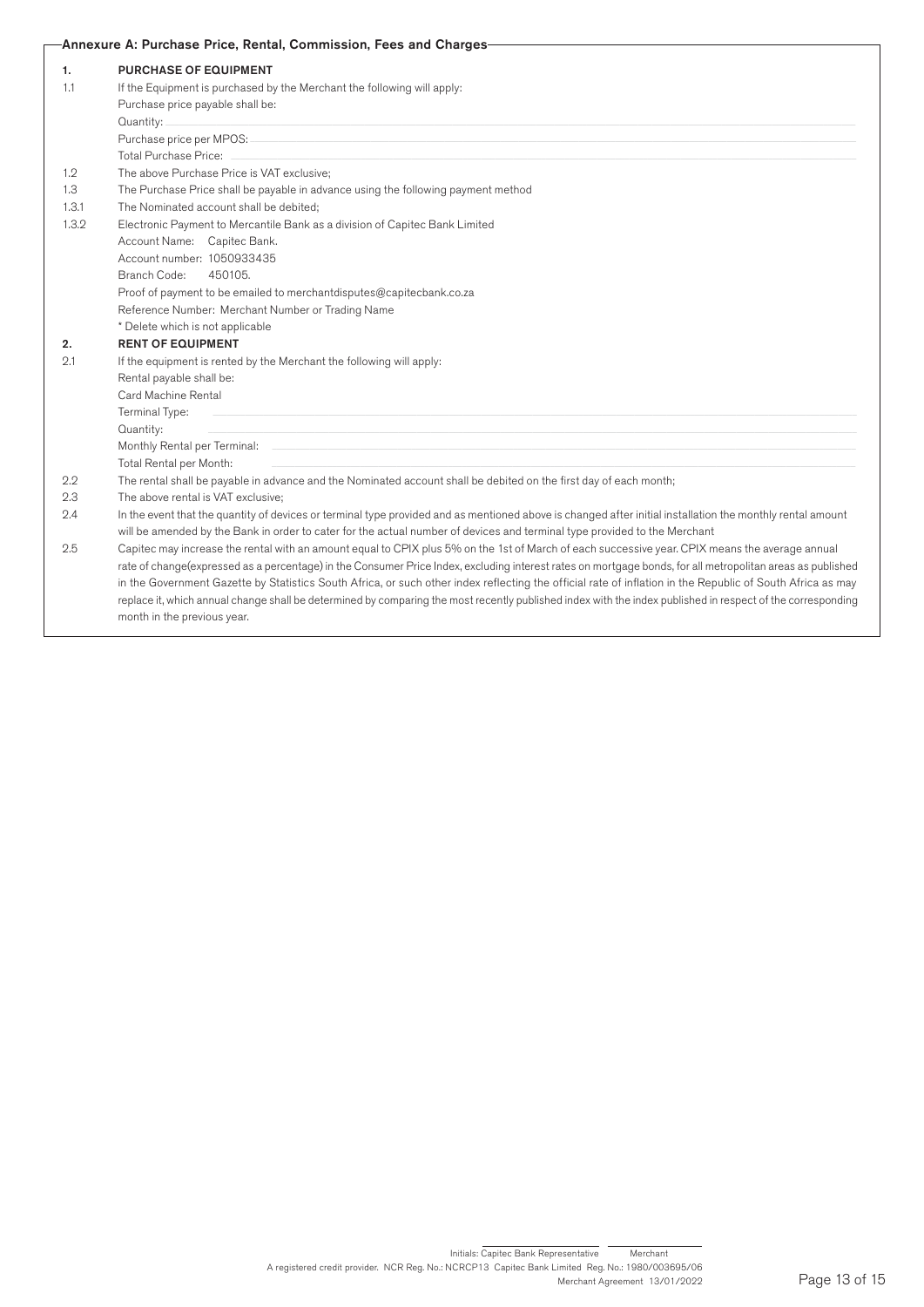## Annexure A: Purchase Price, Rental, Commission, Fees and Charges

**1. PURCHASE OF EQUIPMENT**

1.1 If the Equipment is purchased by the Merchant the following will apply:

Purchase price payable shall be:

Quantity: ______

Purchase price per MPOS: ______

Total Purchase Price: ______

1.2 The above Purchase Price is VAT exclusive;

1.3 The Purchase Price shall be payable in advance using the following payment method

1.3.1 The Nominated account shall be debited;

1.3.2 Electronic Payment to Mercantile Bank as a division of Capitec Bank Limited

Account Name: Capitec Bank.

Account number: 1050933435

Branch Code: 450105.

Proof of payment to be emailed to merchantdisputes@capitecbank.co.za

Reference Number: Merchant Number or Trading Name

* Delete which is not applicable

**2. RENT OF EQUIPMENT**

2.1 If the equipment is rented by the Merchant the following will apply:

Rental payable shall be:

Card Machine Rental

Terminal Type: ______

Quantity: ______

Monthly Rental per Terminal: ______

Total Rental per Month: ______

2.2 The rental shall be payable in advance and the Nominated account shall be debited on the first day of each month;

2.3 The above rental is VAT exclusive;

2.4 In the event that the quantity of devices or terminal type provided and as mentioned above is changed after initial installation the monthly rental amount will be amended by the Bank in order to cater for the actual number of devices and terminal type provided to the Merchant

2.5 Capitec may increase the rental with an amount equal to CPIX plus 5% on the 1st of March of each successive year. CPIX means the average annual rate of change(expressed as a percentage) in the Consumer Price Index, excluding interest rates on mortgage bonds, for all metropolitan areas as published in the Government Gazette by Statistics South Africa, or such other index reflecting the official rate of inflation in the Republic of South Africa as may replace it, which annual change shall be determined by comparing the most recently published index with the index published in respect of the corresponding month in the previous year.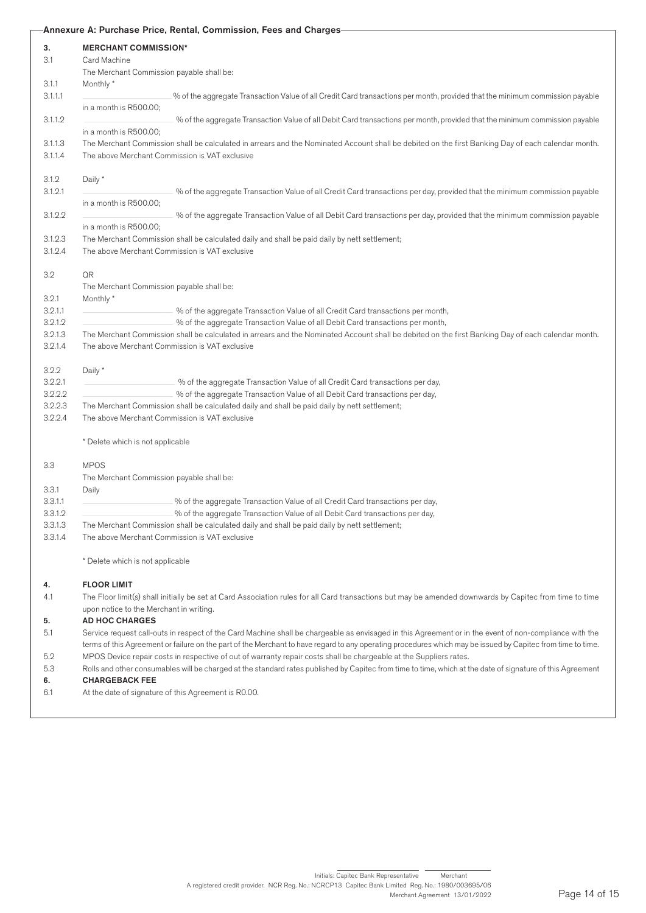## Annexure A: Purchase Price, Rental, Commission, Fees and Charges

**3. MERCHANT COMMISSION***

3.1 Card Machine

The Merchant Commission payable shall be:

3.1.1 Monthly *

3.1.1.1 ____________ % of the aggregate Transaction Value of all Credit Card transactions per month, provided that the minimum commission payable in a month is R500.00;

3.1.1.2 ____________ % of the aggregate Transaction Value of all Debit Card transactions per month, provided that the minimum commission payable in a month is R500.00;

3.1.1.3 The Merchant Commission shall be calculated in arrears and the Nominated Account shall be debited on the first Banking Day of each calendar month.

3.1.1.4 The above Merchant Commission is VAT exclusive

3.1.2 Daily *

3.1.2.1 ____________ % of the aggregate Transaction Value of all Credit Card transactions per day, provided that the minimum commission payable in a month is R500.00;

3.1.2.2 ____________ % of the aggregate Transaction Value of all Debit Card transactions per day, provided that the minimum commission payable in a month is R500.00;

3.1.2.3 The Merchant Commission shall be calculated daily and shall be paid daily by nett settlement;

3.1.2.4 The above Merchant Commission is VAT exclusive

3.2 QR

The Merchant Commission payable shall be:

3.2.1 Monthly *

3.2.1.1 ____________ % of the aggregate Transaction Value of all Credit Card transactions per month,

3.2.1.2 ____________ % of the aggregate Transaction Value of all Debit Card transactions per month,

3.2.1.3 The Merchant Commission shall be calculated in arrears and the Nominated Account shall be debited on the first Banking Day of each calendar month.

3.2.1.4 The above Merchant Commission is VAT exclusive

3.2.2 Daily *

3.2.2.1 ____________ % of the aggregate Transaction Value of all Credit Card transactions per day,

3.2.2.2 ____________ % of the aggregate Transaction Value of all Debit Card transactions per day,

3.2.2.3 The Merchant Commission shall be calculated daily and shall be paid daily by nett settlement;

3.2.2.4 The above Merchant Commission is VAT exclusive

\* Delete which is not applicable

3.3 MPOS

The Merchant Commission payable shall be:

3.3.1 Daily

3.3.1.1 ____________ % of the aggregate Transaction Value of all Credit Card transactions per day,

3.3.1.2 ____________ % of the aggregate Transaction Value of all Debit Card transactions per day,

3.3.1.3 The Merchant Commission shall be calculated daily and shall be paid daily by nett settlement;

3.3.1.4 The above Merchant Commission is VAT exclusive

\* Delete which is not applicable

**4. FLOOR LIMIT**

4.1 The Floor limit(s) shall initially be set at Card Association rules for all Card transactions but may be amended downwards by Capitec from time to time upon notice to the Merchant in writing.

**5. AD HOC CHARGES**

5.1 Service request call-outs in respect of the Card Machine shall be chargeable as envisaged in this Agreement or in the event of non-compliance with the terms of this Agreement or failure on the part of the Merchant to have regard to any operating procedures which may be issued by Capitec from time to time.

5.2 MPOS Device repair costs in respective of out of warranty repair costs shall be chargeable at the Suppliers rates.

5.3 Rolls and other consumables will be charged at the standard rates published by Capitec from time to time, which at the date of signature of this Agreement

**6. CHARGEBACK FEE**

6.1 At the date of signature of this Agreement is R0.00.

Initials: Capitec Bank Representative ____________ Merchant ____________

A registered credit provider. NCR Reg. No.: NCRCP13 Capitec Bank Limited Reg. No.: 1980/003695/06

Merchant Agreement 13/01/2022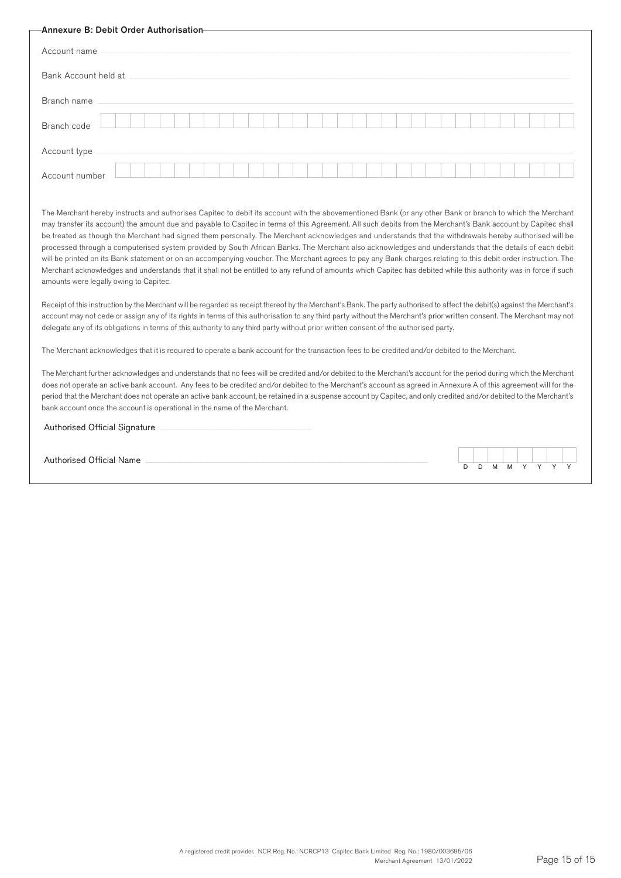## Annexure B: Debit Order Authorisation

Account name ____________________

Bank Account held at ____________________

Branch name ____________________

Branch code ____________________

Account type ____________________

Account number ____________________

The Merchant hereby instructs and authorises Capitec to debit its account with the abovementioned Bank (or any other Bank or branch to which the Merchant may transfer its account) the amount due and payable to Capitec in terms of this Agreement. All such debits from the Merchant's Bank account by Capitec shall be treated as though the Merchant had signed them personally. The Merchant acknowledges and understands that the withdrawals hereby authorised will be processed through a computerised system provided by South African Banks. The Merchant also acknowledges and understands that the details of each debit will be printed on its Bank statement or on an accompanying voucher. The Merchant agrees to pay any Bank charges relating to this debit order instruction. The Merchant acknowledges and understands that it shall not be entitled to any refund of amounts which Capitec has debited while this authority was in force if such amounts were legally owing to Capitec.

Receipt of this instruction by the Merchant will be regarded as receipt thereof by the Merchant's Bank. The party authorised to affect the debit(s) against the Merchant's account may not cede or assign any of its rights in terms of this authorisation to any third party without the Merchant's prior written consent. The Merchant may not delegate any of its obligations in terms of this authority to any third party without prior written consent of the authorised party.

The Merchant acknowledges that it is required to operate a bank account for the transaction fees to be credited and/or debited to the Merchant.

The Merchant further acknowledges and understands that no fees will be credited and/or debited to the Merchant's account for the period during which the Merchant does not operate an active bank account. Any fees to be credited and/or debited to the Merchant's account as agreed in Annexure A of this agreement will for the period that the Merchant does not operate an active bank account, be retained in a suspense account by Capitec, and only credited and/or debited to the Merchant's bank account once the account is operational in the name of the Merchant.

Authorised Official Signature ____________________

Authorised Official Name ____________________ D D M M Y Y Y Y

A registered credit provider. NCR Reg. No.: NCRCP13 Capitec Bank Limited Reg. No.: 1980/003695/06
Merchant Agreement 13/01/2022